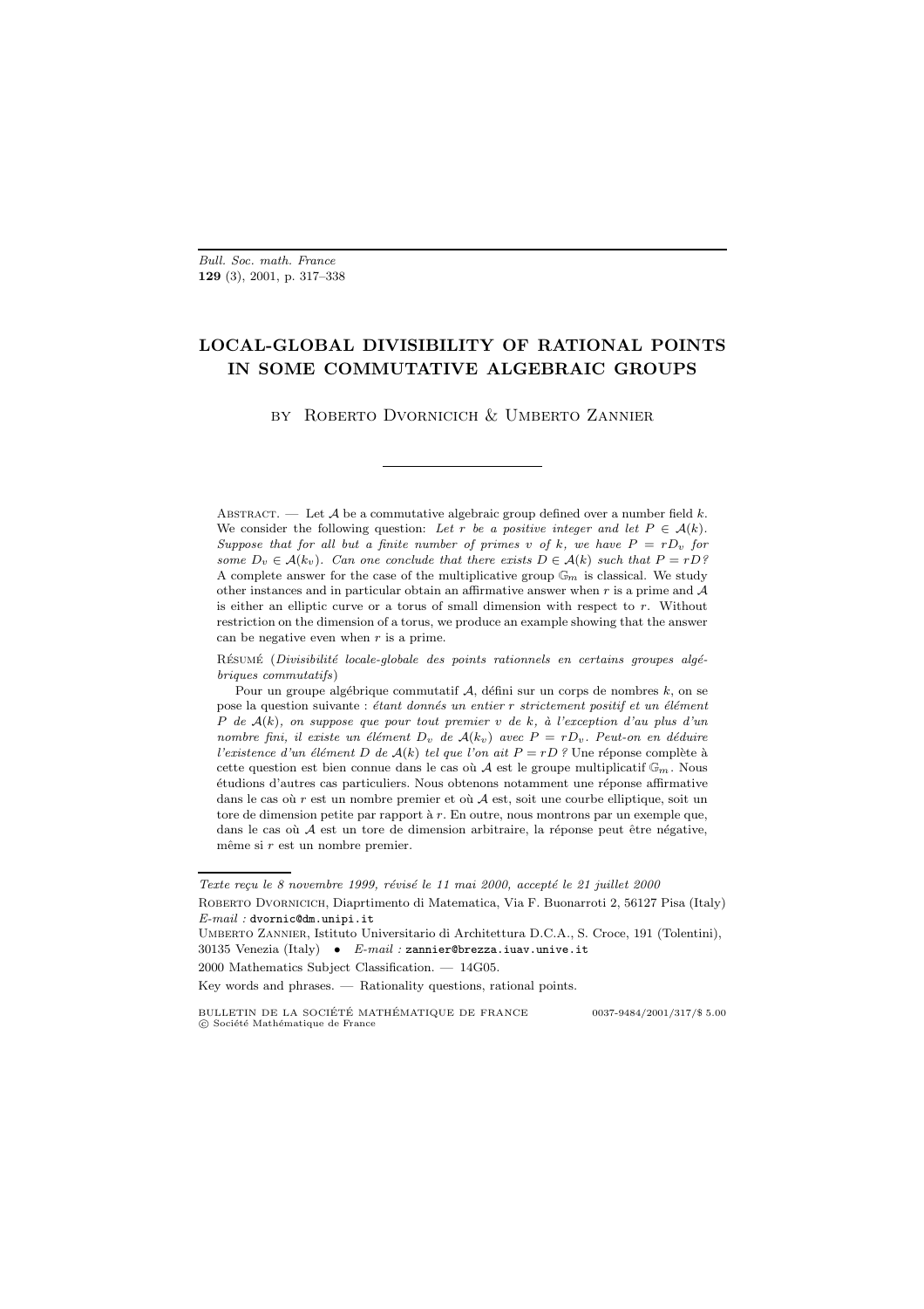# LOCAL-GLOBAL DIVISIBILITY OF RATIONAL POINTS IN SOME COMMUTATIVE ALGEBRAIC GROUPS

BY Roberto Dvornicich & Umberto Zannier

---

Abstract. — Let $\mathcal{A}$ be a commutative algebraic group defined over a number field $k$. We consider the following question: *Let $r$ be a positive integer and let $P \in \mathcal{A}(k)$. Suppose that for all but a finite number of primes $v$ of $k$, we have $P = rD_v$ for some $D_v \in \mathcal{A}(k_v)$. Can one conclude that there exists $D \in \mathcal{A}(k)$ such that $P = rD$?* A complete answer for the case of the multiplicative group $\mathbb{G}_m$ is classical. We study other instances and in particular obtain an affirmative answer when $r$ is a prime and $\mathcal{A}$ is either an elliptic curve or a torus of small dimension with respect to $r$. Without restriction on the dimension of a torus, we produce an example showing that the answer can be negative even when $r$ is a prime.

Résumé (*Divisibilité locale-globale des points rationnels en certains groupes algébriques commutatifs*)

Pour un groupe algébrique commutatif $\mathcal{A}$, défini sur un corps de nombres $k$, on se pose la question suivante : *étant donnés un entier $r$ strictement positif et un élément $P$ de $\mathcal{A}(k)$, on suppose que pour tout premier $v$ de $k$, à l'exception d'au plus d'un nombre fini, il existe un élément $D_v$ de $\mathcal{A}(k_v)$ avec $P = rD_v$. Peut-on en déduire l'existence d'un élément $D$ de $\mathcal{A}(k)$ tel que l'on ait $P = rD$ ?* Une réponse complète à cette question est bien connue dans le cas où $\mathcal{A}$ est le groupe multiplicatif $\mathbb{G}_m$. Nous étudions d'autres cas particuliers. Nous obtenons notamment une réponse affirmative dans le cas où $r$ est un nombre premier et où $\mathcal{A}$ est, soit une courbe elliptique, soit un tore de dimension petite par rapport à $r$. En outre, nous montrons par un exemple que, dans le cas où $\mathcal{A}$ est un tore de dimension arbitraire, la réponse peut être négative, même si $r$ est un nombre premier.

---

*Texte reçu le 8 novembre 1999, révisé le 11 mai 2000, accepté le 21 juillet 2000*

Roberto Dvornicich, Diaprtimento di Matematica, Via F. Buonarroti 2, 56127 Pisa (Italy)
*E-mail :* dvornic@dm.unipi.it

Umberto Zannier, Istituto Universitario di Architettura D.C.A., S. Croce, 191 (Tolentini), 30135 Venezia (Italy) • *E-mail :* zannier@brezza.iuav.unive.it

2000 Mathematics Subject Classification. — 14G05.

Key words and phrases. — Rationality questions, rational points.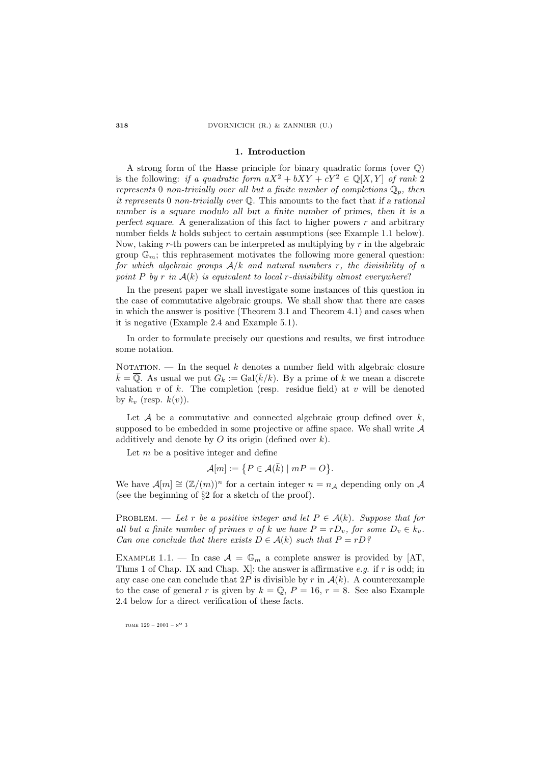## 1. Introduction

A strong form of the Hasse principle for binary quadratic forms (over $\mathbb{Q}$) is the following: *if a quadratic form $aX^2 + bXY + cY^2 \in \mathbb{Q}[X,Y]$ of rank 2 represents 0 non-trivially over all but a finite number of completions $\mathbb{Q}_p$, then it represents 0 non-trivially over $\mathbb{Q}$*. This amounts to the fact that *if a rational number is a square modulo all but a finite number of primes, then it is a perfect square*. A generalization of this fact to higher powers $r$ and arbitrary number fields $k$ holds subject to certain assumptions (see Example 1.1 below). Now, taking $r$-th powers can be interpreted as multiplying by $r$ in the algebraic group $\mathbb{G}_m$; this rephrasement motivates the following more general question: *for which algebraic groups $\mathcal{A}/k$ and natural numbers $r$, the divisibility of a point $P$ by $r$ in $\mathcal{A}(k)$ is equivalent to local $r$-divisibility almost everywhere*?

In the present paper we shall investigate some instances of this question in the case of commutative algebraic groups. We shall show that there are cases in which the answer is positive (Theorem 3.1 and Theorem 4.1) and cases when it is negative (Example 2.4 and Example 5.1).

In order to formulate precisely our questions and results, we first introduce some notation.

Notation. — In the sequel $k$ denotes a number field with algebraic closure $\bar{k} = \overline{\mathbb{Q}}$. As usual we put $G_k := \mathrm{Gal}(\bar{k}/k)$. By a prime of $k$ we mean a discrete valuation $v$ of $k$. The completion (resp. residue field) at $v$ will be denoted by $k_v$ (resp. $k(v)$).

Let $\mathcal{A}$ be a commutative and connected algebraic group defined over $k$, supposed to be embedded in some projective or affine space. We shall write $\mathcal{A}$ additively and denote by $O$ its origin (defined over $k$).

Let $m$ be a positive integer and define

$$\mathcal{A}[m] := \{P \in \mathcal{A}(\bar{k}) \mid mP = O\}.$$

We have $\mathcal{A}[m] \cong (\mathbb{Z}/(m))^n$ for a certain integer $n = n_{\mathcal{A}}$ depending only on $\mathcal{A}$ (see the beginning of §2 for a sketch of the proof).

Problem. — *Let $r$ be a positive integer and let $P \in \mathcal{A}(k)$. Suppose that for all but a finite number of primes $v$ of $k$ we have $P = rD_v$, for some $D_v \in k_v$. Can one conclude that there exists $D \in \mathcal{A}(k)$ such that $P = rD$?*

Example 1.1. — In case $\mathcal{A} = \mathbb{G}_m$ a complete answer is provided by [AT, Thms 1 of Chap. IX and Chap. X]: the answer is affirmative *e.g.* if $r$ is odd; in any case one can conclude that $2P$ is divisible by $r$ in $\mathcal{A}(k)$. A counterexample to the case of general $r$ is given by $k = \mathbb{Q}$, $P = 16$, $r = 8$. See also Example 2.4 below for a direct verification of these facts.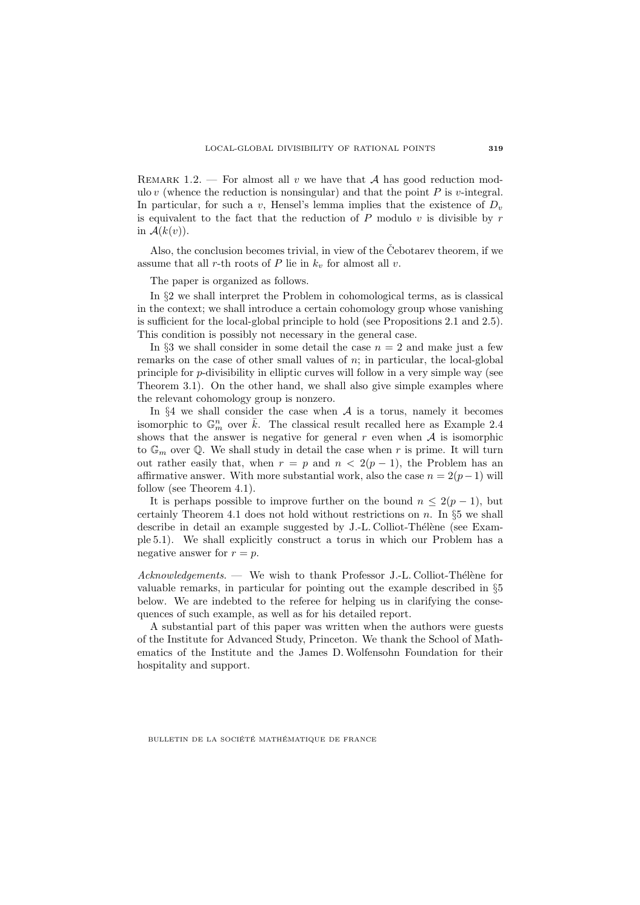REMARK 1.2. — For almost all $v$ we have that $\mathcal{A}$ has good reduction modulo $v$ (whence the reduction is nonsingular) and that the point $P$ is $v$-integral. In particular, for such a $v$, Hensel's lemma implies that the existence of $D_v$ is equivalent to the fact that the reduction of $P$ modulo $v$ is divisible by $r$ in $\mathcal{A}(k(v))$.

Also, the conclusion becomes trivial, in view of the Čebotarev theorem, if we assume that all $r$-th roots of $P$ lie in $k_v$ for almost all $v$.

The paper is organized as follows.

In §2 we shall interpret the Problem in cohomological terms, as is classical in the context; we shall introduce a certain cohomology group whose vanishing is sufficient for the local-global principle to hold (see Propositions 2.1 and 2.5). This condition is possibly not necessary in the general case.

In §3 we shall consider in some detail the case $n = 2$ and make just a few remarks on the case of other small values of $n$; in particular, the local-global principle for $p$-divisibility in elliptic curves will follow in a very simple way (see Theorem 3.1). On the other hand, we shall also give simple examples where the relevant cohomology group is nonzero.

In §4 we shall consider the case when $\mathcal{A}$ is a torus, namely it becomes isomorphic to $\mathbb{G}_m^n$ over $\bar{k}$. The classical result recalled here as Example 2.4 shows that the answer is negative for general $r$ even when $\mathcal{A}$ is isomorphic to $\mathbb{G}_m$ over $\mathbb{Q}$. We shall study in detail the case when $r$ is prime. It will turn out rather easily that, when $r = p$ and $n < 2(p-1)$, the Problem has an affirmative answer. With more substantial work, also the case $n = 2(p-1)$ will follow (see Theorem 4.1).

It is perhaps possible to improve further on the bound $n \leq 2(p-1)$, but certainly Theorem 4.1 does not hold without restrictions on $n$. In §5 we shall describe in detail an example suggested by J.-L. Colliot-Thélène (see Example 5.1). We shall explicitly construct a torus in which our Problem has a negative answer for $r = p$.

*Acknowledgements.* — We wish to thank Professor J.-L. Colliot-Thélène for valuable remarks, in particular for pointing out the example described in §5 below. We are indebted to the referee for helping us in clarifying the consequences of such example, as well as for his detailed report.

A substantial part of this paper was written when the authors were guests of the Institute for Advanced Study, Princeton. We thank the School of Mathematics of the Institute and the James D. Wolfensohn Foundation for their hospitality and support.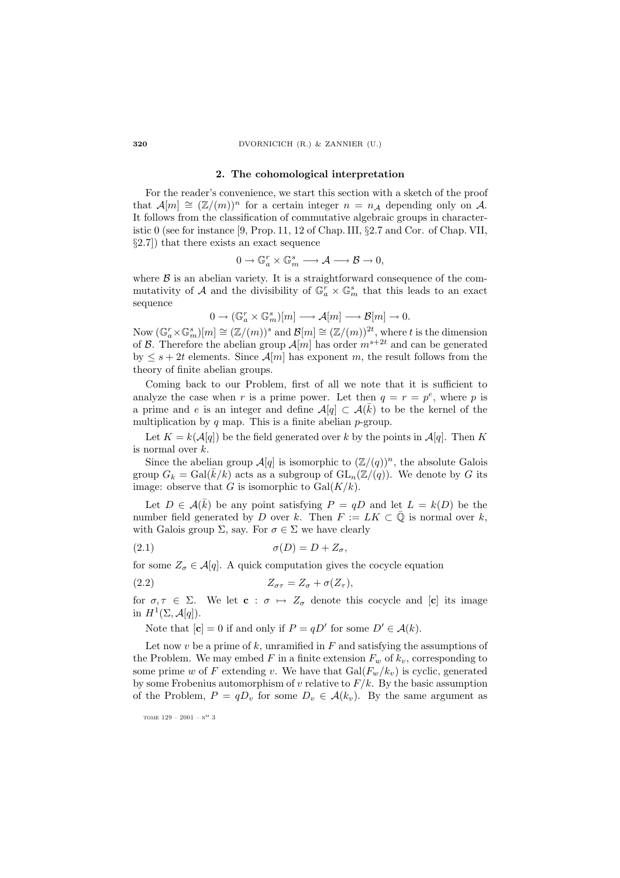## 2. The cohomological interpretation

For the reader's convenience, we start this section with a sketch of the proof that $\mathcal{A}[m] \cong (\mathbb{Z}/(m))^n$ for a certain integer $n = n_{\mathcal{A}}$ depending only on $\mathcal{A}$. It follows from the classification of commutative algebraic groups in characteristic 0 (see for instance [9, Prop. 11, 12 of Chap. III, §2.7 and Cor. of Chap. VII, §2.7]) that there exists an exact sequence

$$0 \to \mathbb{G}_a^r \times \mathbb{G}_m^s \longrightarrow \mathcal{A} \longrightarrow \mathcal{B} \to 0,$$

where $\mathcal{B}$ is an abelian variety. It is a straightforward consequence of the commutativity of $\mathcal{A}$ and the divisibility of $\mathbb{G}_a^r \times \mathbb{G}_m^s$ that this leads to an exact sequence

$$0 \to (\mathbb{G}_a^r \times \mathbb{G}_m^s)[m] \longrightarrow \mathcal{A}[m] \longrightarrow \mathcal{B}[m] \to 0.$$

Now $(\mathbb{G}_a^r \times \mathbb{G}_m^s)[m] \cong (\mathbb{Z}/(m))^s$ and $\mathcal{B}[m] \cong (\mathbb{Z}/(m))^{2t}$, where $t$ is the dimension of $\mathcal{B}$. Therefore the abelian group $\mathcal{A}[m]$ has order $m^{s+2t}$ and can be generated by $\leq s+2t$ elements. Since $\mathcal{A}[m]$ has exponent $m$, the result follows from the theory of finite abelian groups.

Coming back to our Problem, first of all we note that it is sufficient to analyze the case when $r$ is a prime power. Let then $q = r = p^e$, where $p$ is a prime and $e$ is an integer and define $\mathcal{A}[q] \subset \mathcal{A}(\bar{k})$ to be the kernel of the multiplication by $q$ map. This is a finite abelian $p$-group.

Let $K = k(\mathcal{A}[q])$ be the field generated over $k$ by the points in $\mathcal{A}[q]$. Then $K$ is normal over $k$.

Since the abelian group $\mathcal{A}[q]$ is isomorphic to $(\mathbb{Z}/(q))^n$, the absolute Galois group $G_k = \mathrm{Gal}(\bar{k}/k)$ acts as a subgroup of $\mathrm{GL}_n(\mathbb{Z}/(q))$. We denote by $G$ its image: observe that $G$ is isomorphic to $\mathrm{Gal}(K/k)$.

Let $D \in \mathcal{A}(\bar{k})$ be any point satisfying $P = qD$ and let $L = k(D)$ be the number field generated by $D$ over $k$. Then $F := LK \subset \bar{\mathbb{Q}}$ is normal over $k$, with Galois group $\Sigma$, say. For $\sigma \in \Sigma$ we have clearly

$$\sigma(D) = D + Z_\sigma, \tag{2.1}$$

for some $Z_\sigma \in \mathcal{A}[q]$. A quick computation gives the cocycle equation

$$Z_{\sigma\tau} = Z_\sigma + \sigma(Z_\tau), \tag{2.2}$$

for $\sigma, \tau \in \Sigma$. We let $\mathbf{c} : \sigma \mapsto Z_\sigma$ denote this cocycle and $[\mathbf{c}]$ its image in $H^1(\Sigma, \mathcal{A}[q])$.

Note that $[\mathbf{c}] = 0$ if and only if $P = qD'$ for some $D' \in \mathcal{A}(k)$.

Let now $v$ be a prime of $k$, unramified in $F$ and satisfying the assumptions of the Problem. We may embed $F$ in a finite extension $F_w$ of $k_v$, corresponding to some prime $w$ of $F$ extending $v$. We have that $\mathrm{Gal}(F_w/k_v)$ is cyclic, generated by some Frobenius automorphism of $v$ relative to $F/k$. By the basic assumption of the Problem, $P = qD_v$ for some $D_v \in \mathcal{A}(k_v)$. By the same argument as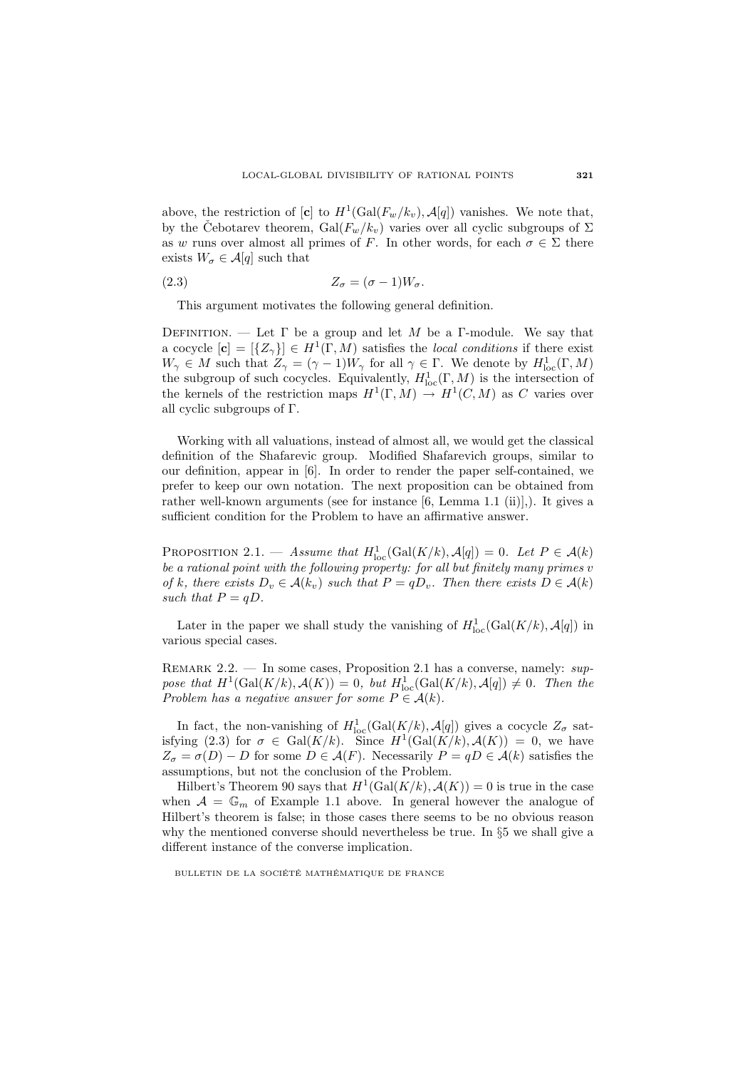above, the restriction of $[\mathbf{c}]$ to $H^1(\mathrm{Gal}(F_w/k_v), \mathcal{A}[q])$ vanishes. We note that, by the Čebotarev theorem, $\mathrm{Gal}(F_w/k_v)$ varies over all cyclic subgroups of $\Sigma$ as $w$ runs over almost all primes of $F$. In other words, for each $\sigma \in \Sigma$ there exists $W_\sigma \in \mathcal{A}[q]$ such that

$$Z_\sigma = (\sigma - 1)W_\sigma. \tag{2.3}$$

This argument motivates the following general definition.

Definition. — Let $\Gamma$ be a group and let $M$ be a $\Gamma$-module. We say that a cocycle $[\mathbf{c}] = [\{Z_\gamma\}] \in H^1(\Gamma, M)$ satisfies the *local conditions* if there exist $W_\gamma \in M$ such that $Z_\gamma = (\gamma - 1)W_\gamma$ for all $\gamma \in \Gamma$. We denote by $H^1_{\mathrm{loc}}(\Gamma, M)$ the subgroup of such cocycles. Equivalently, $H^1_{\mathrm{loc}}(\Gamma, M)$ is the intersection of the kernels of the restriction maps $H^1(\Gamma, M) \to H^1(C, M)$ as $C$ varies over all cyclic subgroups of $\Gamma$.

Working with all valuations, instead of almost all, we would get the classical definition of the Shafarevic group. Modified Shafarevich groups, similar to our definition, appear in [6]. In order to render the paper self-contained, we prefer to keep our own notation. The next proposition can be obtained from rather well-known arguments (see for instance [6, Lemma 1.1 (ii)],). It gives a sufficient condition for the Problem to have an affirmative answer.

Proposition 2.1. — *Assume that $H^1_{\mathrm{loc}}(\mathrm{Gal}(K/k), \mathcal{A}[q]) = 0$. Let $P \in \mathcal{A}(k)$ be a rational point with the following property: for all but finitely many primes $v$ of $k$, there exists $D_v \in \mathcal{A}(k_v)$ such that $P = qD_v$. Then there exists $D \in \mathcal{A}(k)$ such that $P = qD$.*

Later in the paper we shall study the vanishing of $H^1_{\mathrm{loc}}(\mathrm{Gal}(K/k), \mathcal{A}[q])$ in various special cases.

Remark 2.2. — In some cases, Proposition 2.1 has a converse, namely: *suppose that $H^1(\mathrm{Gal}(K/k), \mathcal{A}(K)) = 0$, but $H^1_{\mathrm{loc}}(\mathrm{Gal}(K/k), \mathcal{A}[q]) \neq 0$. Then the Problem has a negative answer for some $P \in \mathcal{A}(k)$.*

In fact, the non-vanishing of $H^1_{\mathrm{loc}}(\mathrm{Gal}(K/k), \mathcal{A}[q])$ gives a cocycle $Z_\sigma$ satisfying (2.3) for $\sigma \in \mathrm{Gal}(K/k)$. Since $H^1(\mathrm{Gal}(K/k), \mathcal{A}(K)) = 0$, we have $Z_\sigma = \sigma(D) - D$ for some $D \in \mathcal{A}(F)$. Necessarily $P = qD \in \mathcal{A}(k)$ satisfies the assumptions, but not the conclusion of the Problem.

Hilbert's Theorem 90 says that $H^1(\mathrm{Gal}(K/k), \mathcal{A}(K)) = 0$ is true in the case when $\mathcal{A} = \mathbb{G}_m$ of Example 1.1 above. In general however the analogue of Hilbert's theorem is false; in those cases there seems to be no obvious reason why the mentioned converse should nevertheless be true. In §5 we shall give a different instance of the converse implication.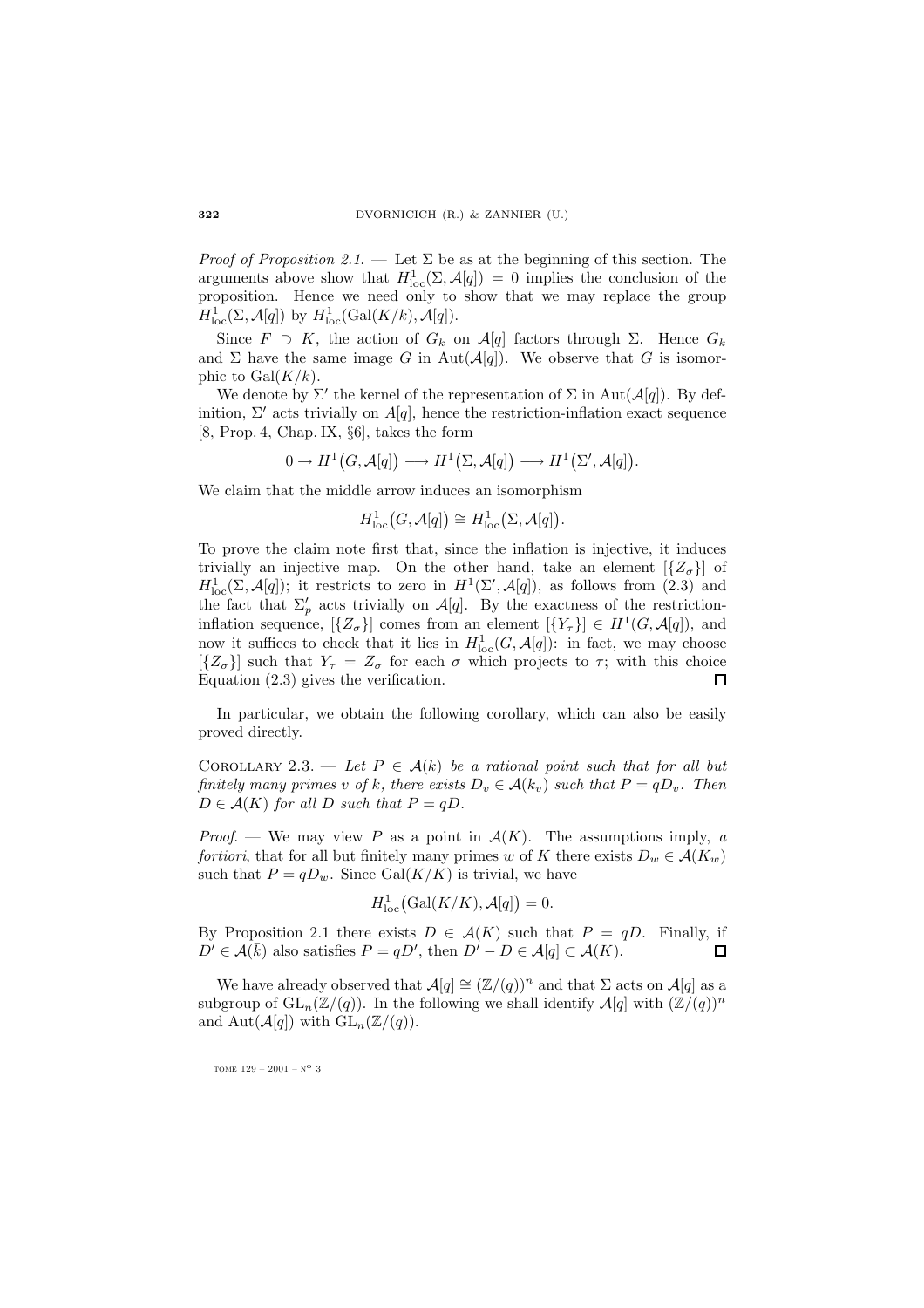*Proof of Proposition 2.1.* — Let $\Sigma$ be as at the beginning of this section. The arguments above show that $H^1_{\rm loc}(\Sigma, \mathcal{A}[q]) = 0$ implies the conclusion of the proposition. Hence we need only to show that we may replace the group $H^1_{\rm loc}(\Sigma, \mathcal{A}[q])$ by $H^1_{\rm loc}(\mathrm{Gal}(K/k), \mathcal{A}[q])$.

Since $F \supset K$, the action of $G_k$ on $\mathcal{A}[q]$ factors through $\Sigma$. Hence $G_k$ and $\Sigma$ have the same image $G$ in $\mathrm{Aut}(\mathcal{A}[q])$. We observe that $G$ is isomorphic to $\mathrm{Gal}(K/k)$.

We denote by $\Sigma'$ the kernel of the representation of $\Sigma$ in $\mathrm{Aut}(\mathcal{A}[q])$. By definition, $\Sigma'$ acts trivially on $A[q]$, hence the restriction-inflation exact sequence [8, Prop. 4, Chap. IX, §6], takes the form

$$0 \to H^1\big(G, \mathcal{A}[q]\big) \longrightarrow H^1\big(\Sigma, \mathcal{A}[q]\big) \longrightarrow H^1\big(\Sigma', \mathcal{A}[q]\big).$$

We claim that the middle arrow induces an isomorphism

$$H^1_{\rm loc}\big(G, \mathcal{A}[q]\big) \cong H^1_{\rm loc}\big(\Sigma, \mathcal{A}[q]\big).$$

To prove the claim note first that, since the inflation is injective, it induces trivially an injective map. On the other hand, take an element $[\{Z_\sigma\}]$ of $H^1_{\rm loc}(\Sigma, \mathcal{A}[q])$; it restricts to zero in $H^1(\Sigma', \mathcal{A}[q])$, as follows from (2.3) and the fact that $\Sigma'_p$ acts trivially on $\mathcal{A}[q]$. By the exactness of the restriction-inflation sequence, $[\{Z_\sigma\}]$ comes from an element $[\{Y_\tau\}] \in H^1(G, \mathcal{A}[q])$, and now it suffices to check that it lies in $H^1_{\rm loc}(G, \mathcal{A}[q])$: in fact, we may choose $[\{Z_\sigma\}]$ such that $Y_\tau = Z_\sigma$ for each $\sigma$ which projects to $\tau$; with this choice Equation (2.3) gives the verification. $\square$

In particular, we obtain the following corollary, which can also be easily proved directly.

Corollary 2.3. — *Let $P \in \mathcal{A}(k)$ be a rational point such that for all but finitely many primes $v$ of $k$, there exists $D_v \in \mathcal{A}(k_v)$ such that $P = qD_v$. Then $D \in \mathcal{A}(K)$ for all $D$ such that $P = qD$.*

*Proof.* — We may view $P$ as a point in $\mathcal{A}(K)$. The assumptions imply, *a fortiori*, that for all but finitely many primes $w$ of $K$ there exists $D_w \in \mathcal{A}(K_w)$ such that $P = qD_w$. Since $\mathrm{Gal}(K/K)$ is trivial, we have

$$H^1_{\rm loc}\big(\mathrm{Gal}(K/K), \mathcal{A}[q]\big) = 0.$$

By Proposition 2.1 there exists $D \in \mathcal{A}(K)$ such that $P = qD$. Finally, if $D' \in \mathcal{A}(\bar{k})$ also satisfies $P = qD'$, then $D' - D \in \mathcal{A}[q] \subset \mathcal{A}(K)$. $\square$

We have already observed that $\mathcal{A}[q] \cong (\mathbb{Z}/(q))^n$ and that $\Sigma$ acts on $\mathcal{A}[q]$ as a subgroup of $\mathrm{GL}_n(\mathbb{Z}/(q))$. In the following we shall identify $\mathcal{A}[q]$ with $(\mathbb{Z}/(q))^n$ and $\mathrm{Aut}(\mathcal{A}[q])$ with $\mathrm{GL}_n(\mathbb{Z}/(q))$.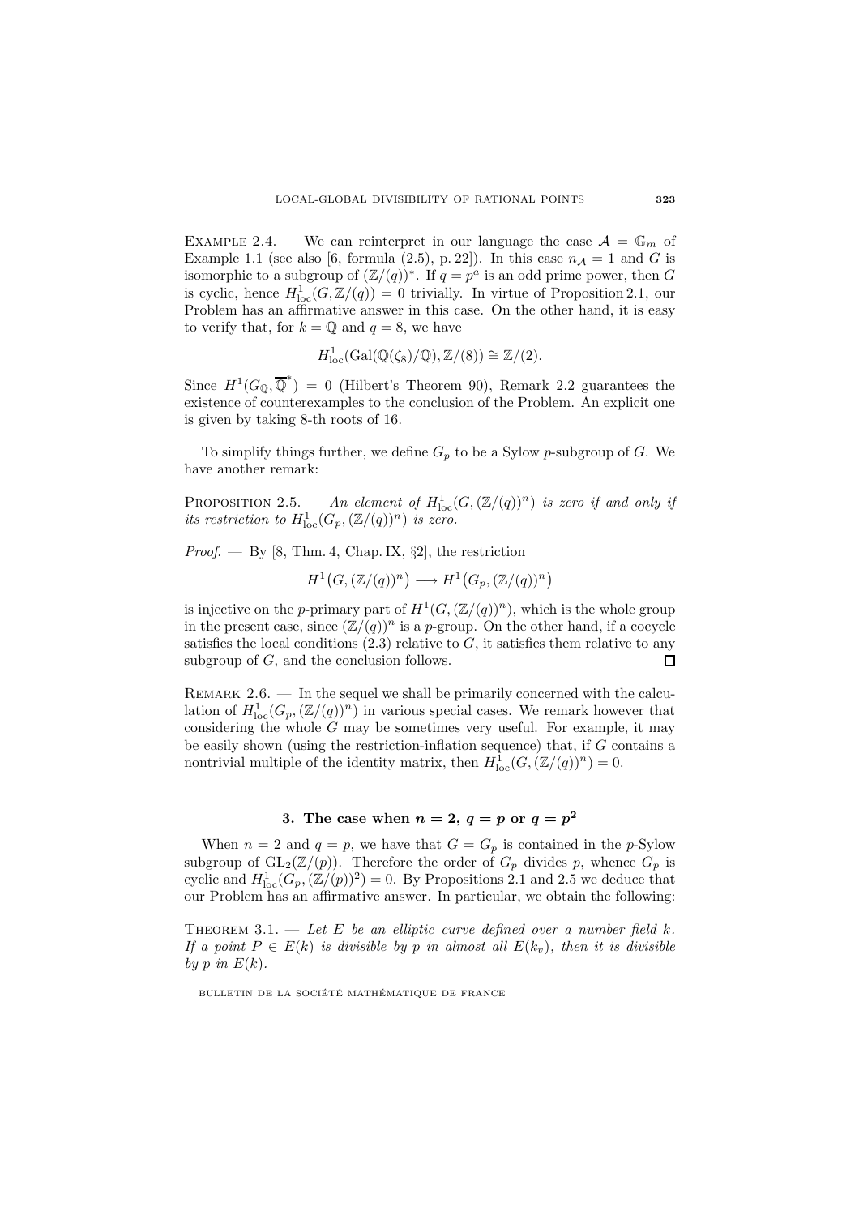Example 2.4. — We can reinterpret in our language the case $\mathcal{A} = \mathbb{G}_m$ of Example 1.1 (see also [6, formula (2.5), p. 22]). In this case $n_{\mathcal{A}} = 1$ and $G$ is isomorphic to a subgroup of $(\mathbb{Z}/(q))^*$. If $q = p^a$ is an odd prime power, then $G$ is cyclic, hence $H^1_{\mathrm{loc}}(G, \mathbb{Z}/(q)) = 0$ trivially. In virtue of Proposition 2.1, our Problem has an affirmative answer in this case. On the other hand, it is easy to verify that, for $k = \mathbb{Q}$ and $q = 8$, we have

$$H^1_{\mathrm{loc}}(\mathrm{Gal}(\mathbb{Q}(\zeta_8)/\mathbb{Q}), \mathbb{Z}/(8)) \cong \mathbb{Z}/(2).$$

Since $H^1(G_{\mathbb{Q}}, \overline{\mathbb{Q}}^*) = 0$ (Hilbert's Theorem 90), Remark 2.2 guarantees the existence of counterexamples to the conclusion of the Problem. An explicit one is given by taking 8-th roots of 16.

To simplify things further, we define $G_p$ to be a Sylow $p$-subgroup of $G$. We have another remark:

Proposition 2.5. — *An element of $H^1_{\mathrm{loc}}(G, (\mathbb{Z}/(q))^n)$ is zero if and only if its restriction to $H^1_{\mathrm{loc}}(G_p, (\mathbb{Z}/(q))^n)$ is zero.*

*Proof.* — By [8, Thm. 4, Chap. IX, §2], the restriction

$$H^1\big(G, (\mathbb{Z}/(q))^n\big) \longrightarrow H^1\big(G_p, (\mathbb{Z}/(q))^n\big)$$

is injective on the $p$-primary part of $H^1(G, (\mathbb{Z}/(q))^n)$, which is the whole group in the present case, since $(\mathbb{Z}/(q))^n$ is a $p$-group. On the other hand, if a cocycle satisfies the local conditions (2.3) relative to $G$, it satisfies them relative to any subgroup of $G$, and the conclusion follows. $\square$

Remark 2.6. — In the sequel we shall be primarily concerned with the calculation of $H^1_{\mathrm{loc}}(G_p, (\mathbb{Z}/(q))^n)$ in various special cases. We remark however that considering the whole $G$ may be sometimes very useful. For example, it may be easily shown (using the restriction-inflation sequence) that, if $G$ contains a nontrivial multiple of the identity matrix, then $H^1_{\mathrm{loc}}(G, (\mathbb{Z}/(q))^n) = 0$.

## 3. The case when $n = 2$, $q = p$ or $q = p^2$

When $n = 2$ and $q = p$, we have that $G = G_p$ is contained in the $p$-Sylow subgroup of $\mathrm{GL}_2(\mathbb{Z}/(p))$. Therefore the order of $G_p$ divides $p$, whence $G_p$ is cyclic and $H^1_{\mathrm{loc}}(G_p, (\mathbb{Z}/(p))^2) = 0$. By Propositions 2.1 and 2.5 we deduce that our Problem has an affirmative answer. In particular, we obtain the following:

Theorem 3.1. — *Let $E$ be an elliptic curve defined over a number field $k$. If a point $P \in E(k)$ is divisible by $p$ in almost all $E(k_v)$, then it is divisible by $p$ in $E(k)$.*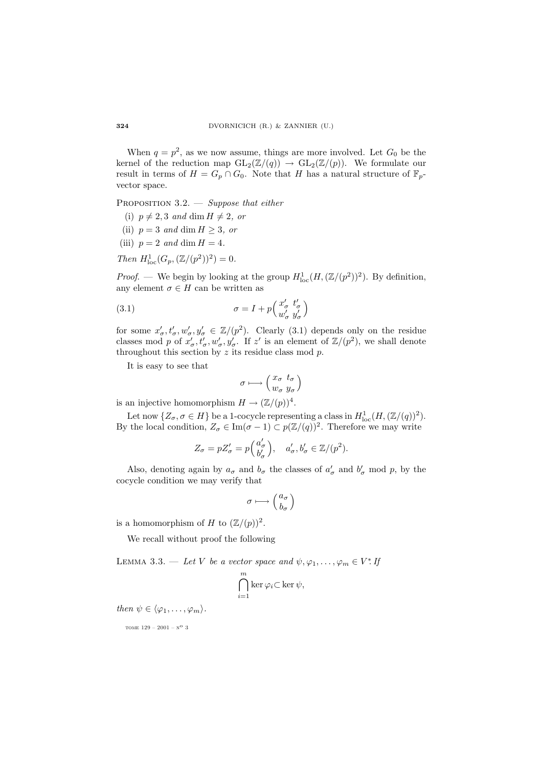When $q = p^2$, as we now assume, things are more involved. Let $G_0$ be the kernel of the reduction map $\mathrm{GL}_2(\mathbb{Z}/(q)) \to \mathrm{GL}_2(\mathbb{Z}/(p))$. We formulate our result in terms of $H = G_p \cap G_0$. Note that $H$ has a natural structure of $\mathbb{F}_p$-vector space.

PROPOSITION 3.2. — *Suppose that either*

(i) $p \neq 2, 3$ *and* $\dim H \neq 2$, *or*

(ii) $p = 3$ *and* $\dim H \geq 3$, *or*

(iii) $p = 2$ *and* $\dim H = 4$.

*Then* $H^1_{\mathrm{loc}}(G_p, (\mathbb{Z}/(p^2))^2) = 0$.

*Proof.* — We begin by looking at the group $H^1_{\mathrm{loc}}(H, (\mathbb{Z}/(p^2))^2)$. By definition, any element $\sigma \in H$ can be written as

$$\sigma = I + p\begin{pmatrix} x'_\sigma & t'_\sigma \\ w'_\sigma & y'_\sigma \end{pmatrix} \tag{3.1}$$

for some $x'_\sigma, t'_\sigma, w'_\sigma, y'_\sigma \in \mathbb{Z}/(p^2)$. Clearly (3.1) depends only on the residue classes mod $p$ of $x'_\sigma, t'_\sigma, w'_\sigma, y'_\sigma$. If $z'$ is an element of $\mathbb{Z}/(p^2)$, we shall denote throughout this section by $z$ its residue class mod $p$.

It is easy to see that

$$\sigma \longmapsto \begin{pmatrix} x_\sigma & t_\sigma \\ w_\sigma & y_\sigma \end{pmatrix}$$

is an injective homomorphism $H \to (\mathbb{Z}/(p))^4$.

Let now $\{Z_\sigma, \sigma \in H\}$ be a 1-cocycle representing a class in $H^1_{\mathrm{loc}}(H, (\mathbb{Z}/(q))^2)$. By the local condition, $Z_\sigma \in \mathrm{Im}(\sigma - 1) \subset p(\mathbb{Z}/(q))^2$. Therefore we may write

$$Z_\sigma = pZ'_\sigma = p\begin{pmatrix} a'_\sigma \\ b'_\sigma \end{pmatrix}, \quad a'_\sigma, b'_\sigma \in \mathbb{Z}/(p^2).$$

Also, denoting again by $a_\sigma$ and $b_\sigma$ the classes of $a'_\sigma$ and $b'_\sigma$ mod $p$, by the cocycle condition we may verify that

$$\sigma \longmapsto \begin{pmatrix} a_\sigma \\ b_\sigma \end{pmatrix}$$

is a homomorphism of $H$ to $(\mathbb{Z}/(p))^2$.

We recall without proof the following

LEMMA 3.3. — *Let $V$ be a vector space and $\psi, \varphi_1, \ldots, \varphi_m \in V^*$. If*

$$\bigcap_{i=1}^m \ker \varphi_i \subset \ker \psi,$$

*then* $\psi \in \langle \varphi_1, \ldots, \varphi_m \rangle$.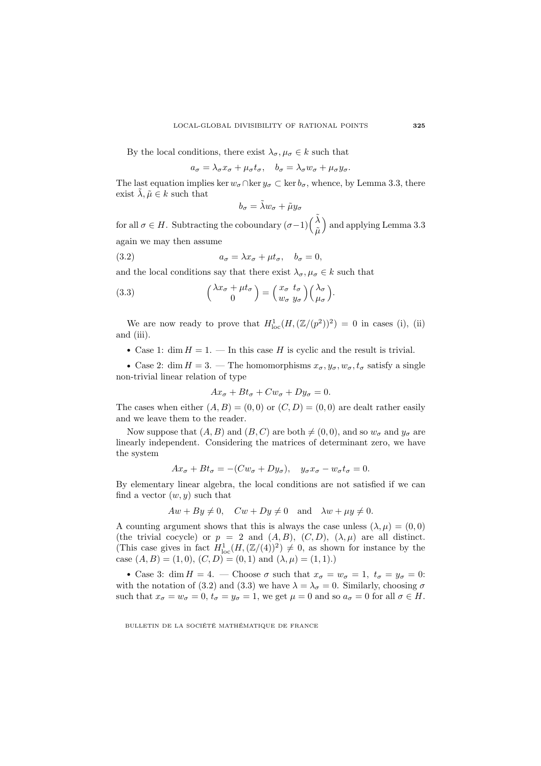By the local conditions, there exist $\lambda_\sigma, \mu_\sigma \in k$ such that

$$a_\sigma = \lambda_\sigma x_\sigma + \mu_\sigma t_\sigma, \quad b_\sigma = \lambda_\sigma w_\sigma + \mu_\sigma y_\sigma.$$

The last equation implies $\ker w_\sigma \cap \ker y_\sigma \subset \ker b_\sigma$, whence, by Lemma 3.3, there exist $\tilde{\lambda}, \tilde{\mu} \in k$ such that

$$b_\sigma = \tilde{\lambda} w_\sigma + \tilde{\mu} y_\sigma$$

for all $\sigma \in H$. Subtracting the coboundary $(\sigma - 1)\begin{pmatrix} \tilde{\lambda} \\ \tilde{\mu} \end{pmatrix}$ and applying Lemma 3.3 again we may then assume

$$a_\sigma = \lambda x_\sigma + \mu t_\sigma, \quad b_\sigma = 0, \tag{3.2}$$

and the local conditions say that there exist $\lambda_\sigma, \mu_\sigma \in k$ such that

$$\begin{pmatrix} \lambda x_\sigma + \mu t_\sigma \\ 0 \end{pmatrix} = \begin{pmatrix} x_\sigma & t_\sigma \\ w_\sigma & y_\sigma \end{pmatrix} \begin{pmatrix} \lambda_\sigma \\ \mu_\sigma \end{pmatrix}. \tag{3.3}$$

We are now ready to prove that $H^1_{\mathrm{loc}}(H, (\mathbb{Z}/(p^2))^2) = 0$ in cases (i), (ii) and (iii).

- Case 1: $\dim H = 1$. — In this case $H$ is cyclic and the result is trivial.

- Case 2: $\dim H = 3$. — The homomorphisms $x_\sigma, y_\sigma, w_\sigma, t_\sigma$ satisfy a single non-trivial linear relation of type

$$Ax_\sigma + Bt_\sigma + Cw_\sigma + Dy_\sigma = 0.$$

The cases when either $(A, B) = (0, 0)$ or $(C, D) = (0, 0)$ are dealt rather easily and we leave them to the reader.

Now suppose that $(A, B)$ and $(B, C)$ are both $\neq (0, 0)$, and so $w_\sigma$ and $y_\sigma$ are linearly independent. Considering the matrices of determinant zero, we have the system

$$Ax_\sigma + Bt_\sigma = -(Cw_\sigma + Dy_\sigma), \quad y_\sigma x_\sigma - w_\sigma t_\sigma = 0.$$

By elementary linear algebra, the local conditions are not satisfied if we can find a vector $(w, y)$ such that

$$Aw + By \neq 0, \quad Cw + Dy \neq 0 \quad \text{and} \quad \lambda w + \mu y \neq 0.$$

A counting argument shows that this is always the case unless $(\lambda, \mu) = (0, 0)$ (the trivial cocycle) or $p = 2$ and $(A, B)$, $(C, D)$, $(\lambda, \mu)$ are all distinct. (This case gives in fact $H^1_{\mathrm{loc}}(H, (\mathbb{Z}/(4))^2) \neq 0$, as shown for instance by the case $(A, B) = (1, 0)$, $(C, D) = (0, 1)$ and $(\lambda, \mu) = (1, 1)$.)

- Case 3: $\dim H = 4$. — Choose $\sigma$ such that $x_\sigma = w_\sigma = 1$, $t_\sigma = y_\sigma = 0$: with the notation of (3.2) and (3.3) we have $\lambda = \lambda_\sigma = 0$. Similarly, choosing $\sigma$ such that $x_\sigma = w_\sigma = 0$, $t_\sigma = y_\sigma = 1$, we get $\mu = 0$ and so $a_\sigma = 0$ for all $\sigma \in H$.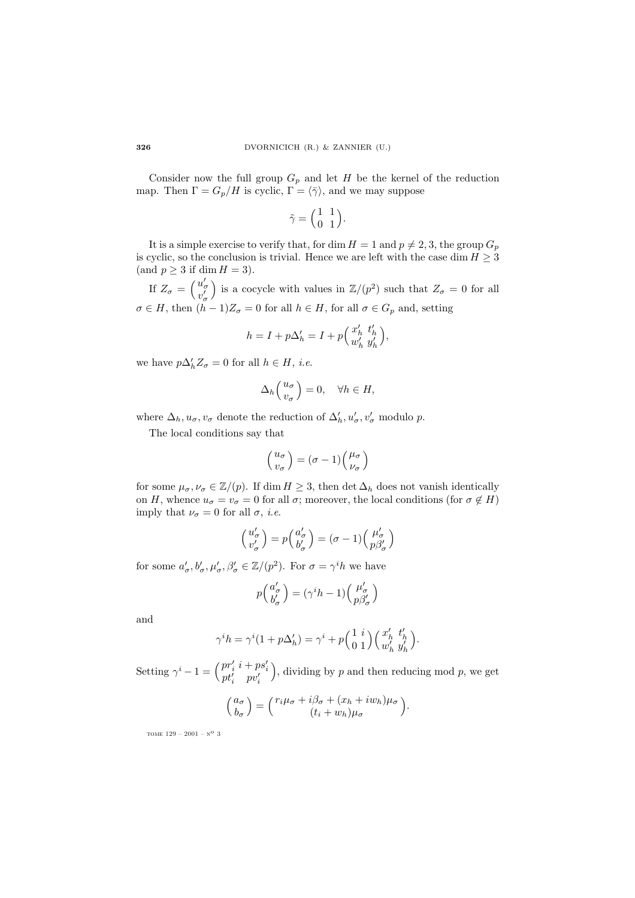Consider now the full group $G_p$ and let $H$ be the kernel of the reduction map. Then $\Gamma = G_p/H$ is cyclic, $\Gamma = \langle\bar{\gamma}\rangle$, and we may suppose

$$\tilde{\gamma} = \begin{pmatrix} 1 & 1 \\ 0 & 1 \end{pmatrix}.$$

It is a simple exercise to verify that, for $\dim H = 1$ and $p \neq 2, 3$, the group $G_p$ is cyclic, so the conclusion is trivial. Hence we are left with the case $\dim H \geq 3$ (and $p \geq 3$ if $\dim H = 3$).

If $Z_\sigma = \begin{pmatrix} u'_\sigma \\ v'_\sigma \end{pmatrix}$ is a cocycle with values in $\mathbb{Z}/(p^2)$ such that $Z_\sigma = 0$ for all $\sigma \in H$, then $(h-1)Z_\sigma = 0$ for all $h \in H$, for all $\sigma \in G_p$ and, setting

$$h = I + p\Delta'_h = I + p\begin{pmatrix} x'_h & t'_h \\ w'_h & y'_h \end{pmatrix},$$

we have $p\Delta'_h Z_\sigma = 0$ for all $h \in H$, *i.e.*

$$\Delta_h \begin{pmatrix} u_\sigma \\ v_\sigma \end{pmatrix} = 0, \quad \forall h \in H,$$

where $\Delta_h, u_\sigma, v_\sigma$ denote the reduction of $\Delta'_h, u'_\sigma, v'_\sigma$ modulo $p$.

The local conditions say that

$$\begin{pmatrix} u_\sigma \\ v_\sigma \end{pmatrix} = (\sigma - 1)\begin{pmatrix} \mu_\sigma \\ \nu_\sigma \end{pmatrix}$$

for some $\mu_\sigma, \nu_\sigma \in \mathbb{Z}/(p)$. If $\dim H \geq 3$, then $\det \Delta_h$ does not vanish identically on $H$, whence $u_\sigma = v_\sigma = 0$ for all $\sigma$; moreover, the local conditions (for $\sigma \notin H$) imply that $\nu_\sigma = 0$ for all $\sigma$, *i.e.*

$$\begin{pmatrix} u'_\sigma \\ v'_\sigma \end{pmatrix} = p\begin{pmatrix} a'_\sigma \\ b'_\sigma \end{pmatrix} = (\sigma - 1)\begin{pmatrix} \mu'_\sigma \\ p\beta'_\sigma \end{pmatrix}$$

for some $a'_\sigma, b'_\sigma, \mu'_\sigma, \beta'_\sigma \in \mathbb{Z}/(p^2)$. For $\sigma = \gamma^i h$ we have

$$p\begin{pmatrix} a'_\sigma \\ b'_\sigma \end{pmatrix} = (\gamma^i h - 1)\begin{pmatrix} \mu'_\sigma \\ p\beta'_\sigma \end{pmatrix}$$

and

$$\gamma^i h = \gamma^i(1 + p\Delta'_h) = \gamma^i + p\begin{pmatrix} 1 & i \\ 0 & 1 \end{pmatrix}\begin{pmatrix} x'_h & t'_h \\ w'_h & y'_h \end{pmatrix}.$$

Setting $\gamma^i - 1 = \begin{pmatrix} pr'_i & i + ps'_i \\ pt'_i & pv'_i \end{pmatrix}$, dividing by $p$ and then reducing mod $p$, we get

$$\begin{pmatrix} a_\sigma \\ b_\sigma \end{pmatrix} = \begin{pmatrix} r_i\mu_\sigma + i\beta_\sigma + (x_h + iw_h)\mu_\sigma \\ (t_i + w_h)\mu_\sigma \end{pmatrix}.$$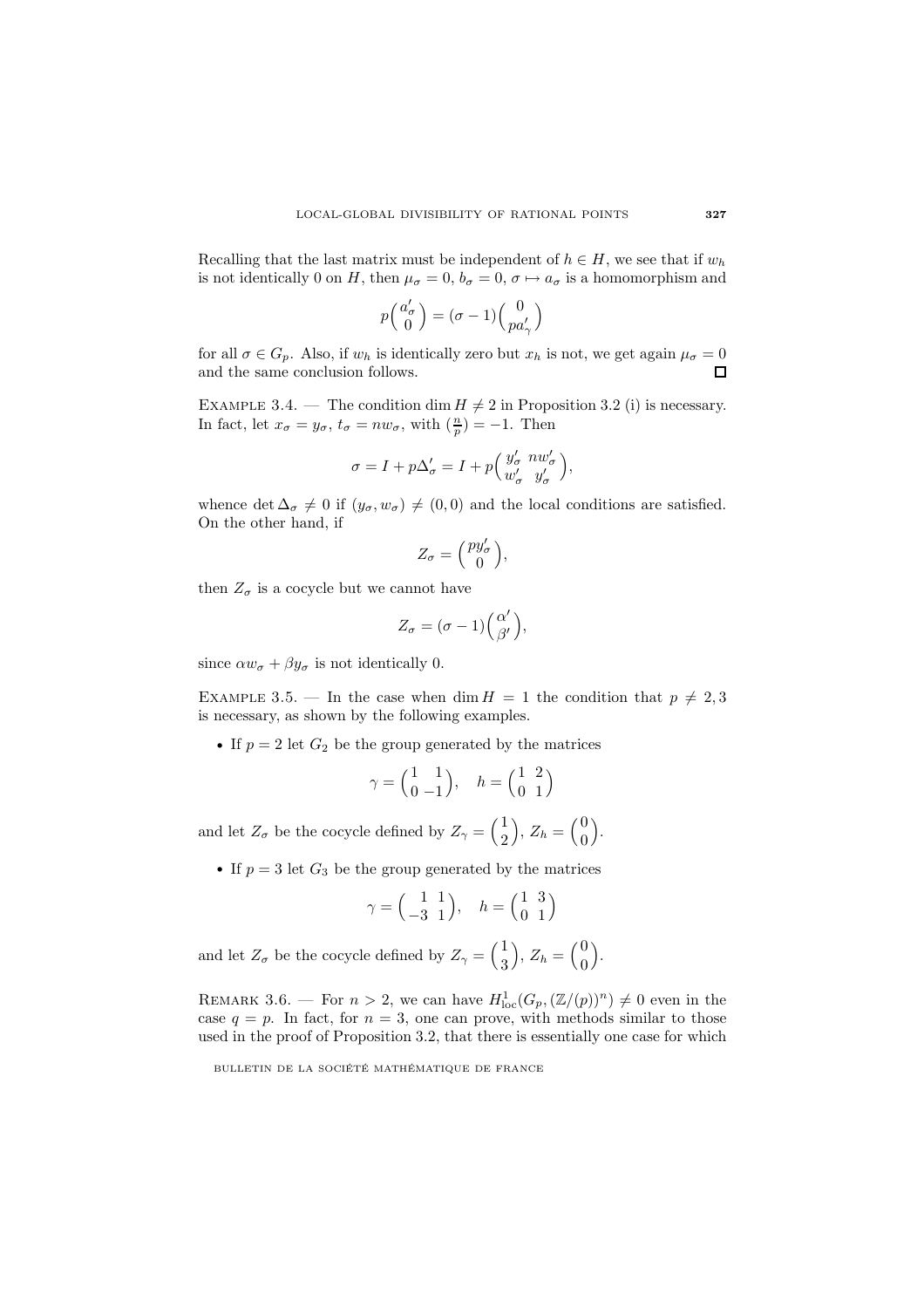Recalling that the last matrix must be independent of $h \in H$, we see that if $w_h$ is not identically 0 on $H$, then $\mu_\sigma = 0$, $b_\sigma = 0$, $\sigma \mapsto a_\sigma$ is a homomorphism and

$$p\begin{pmatrix} a'_\sigma \\ 0 \end{pmatrix} = (\sigma - 1)\begin{pmatrix} 0 \\ pa'_\gamma \end{pmatrix}$$

for all $\sigma \in G_p$. Also, if $w_h$ is identically zero but $x_h$ is not, we get again $\mu_\sigma = 0$ and the same conclusion follows. $\square$

EXAMPLE 3.4. — The condition $\dim H \neq 2$ in Proposition 3.2 (i) is necessary. In fact, let $x_\sigma = y_\sigma$, $t_\sigma = nw_\sigma$, with $(\frac{n}{p}) = -1$. Then

$$\sigma = I + p\Delta'_\sigma = I + p\begin{pmatrix} y'_\sigma & nw'_\sigma \\ w'_\sigma & y'_\sigma \end{pmatrix},$$

whence $\det \Delta_\sigma \neq 0$ if $(y_\sigma, w_\sigma) \neq (0,0)$ and the local conditions are satisfied. On the other hand, if

$$Z_\sigma = \begin{pmatrix} py'_\sigma \\ 0 \end{pmatrix},$$

then $Z_\sigma$ is a cocycle but we cannot have

$$Z_\sigma = (\sigma - 1)\begin{pmatrix} \alpha' \\ \beta' \end{pmatrix},$$

since $\alpha w_\sigma + \beta y_\sigma$ is not identically 0.

EXAMPLE 3.5. — In the case when $\dim H = 1$ the condition that $p \neq 2, 3$ is necessary, as shown by the following examples.

- If $p = 2$ let $G_2$ be the group generated by the matrices

$$\gamma = \begin{pmatrix} 1 & 1 \\ 0 & -1 \end{pmatrix}, \quad h = \begin{pmatrix} 1 & 2 \\ 0 & 1 \end{pmatrix}$$

and let $Z_\sigma$ be the cocycle defined by $Z_\gamma = \begin{pmatrix} 1 \\ 2 \end{pmatrix}$, $Z_h = \begin{pmatrix} 0 \\ 0 \end{pmatrix}$.

- If $p = 3$ let $G_3$ be the group generated by the matrices

$$\gamma = \begin{pmatrix} 1 & 1 \\ -3 & 1 \end{pmatrix}, \quad h = \begin{pmatrix} 1 & 3 \\ 0 & 1 \end{pmatrix}$$

and let $Z_\sigma$ be the cocycle defined by $Z_\gamma = \begin{pmatrix} 1 \\ 3 \end{pmatrix}$, $Z_h = \begin{pmatrix} 0 \\ 0 \end{pmatrix}$.

REMARK 3.6. — For $n > 2$, we can have $H^1_{\mathrm{loc}}(G_p, (\mathbb{Z}/(p))^n) \neq 0$ even in the case $q = p$. In fact, for $n = 3$, one can prove, with methods similar to those used in the proof of Proposition 3.2, that there is essentially one case for which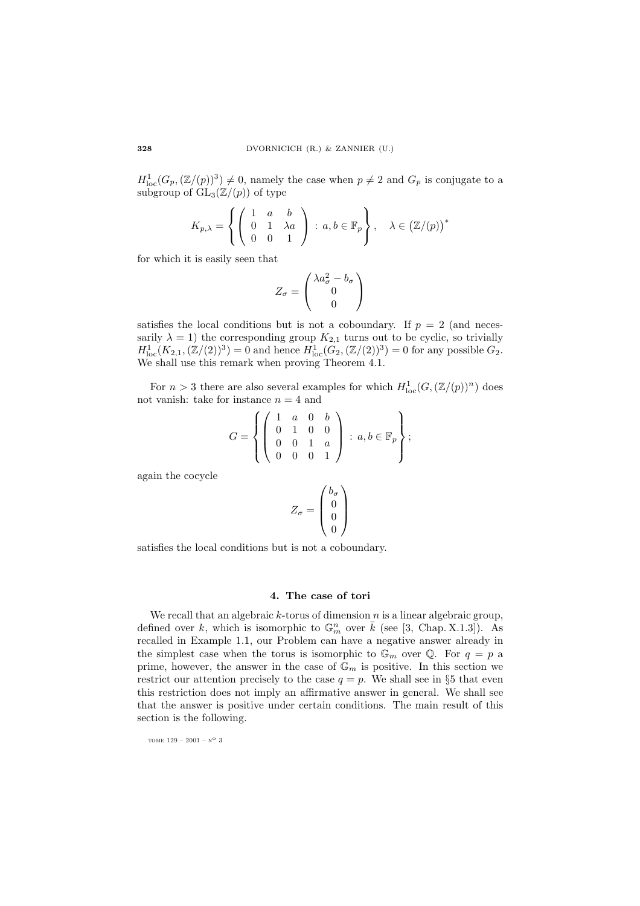$H^1_{\rm loc}(G_p, (\mathbb{Z}/(p))^3) \neq 0$, namely the case when $p \neq 2$ and $G_p$ is conjugate to a subgroup of $\mathrm{GL}_3(\mathbb{Z}/(p))$ of type

$$K_{p,\lambda} = \left\{ \begin{pmatrix} 1 & a & b \\ 0 & 1 & \lambda a \\ 0 & 0 & 1 \end{pmatrix} : a, b \in \mathbb{F}_p \right\}, \quad \lambda \in \left(\mathbb{Z}/(p)\right)^*$$

for which it is easily seen that

$$Z_\sigma = \begin{pmatrix} \lambda a_\sigma^2 - b_\sigma \\ 0 \\ 0 \end{pmatrix}$$

satisfies the local conditions but is not a coboundary. If $p = 2$ (and necessarily $\lambda = 1$) the corresponding group $K_{2,1}$ turns out to be cyclic, so trivially $H^1_{\rm loc}(K_{2,1}, (\mathbb{Z}/(2))^3) = 0$ and hence $H^1_{\rm loc}(G_2, (\mathbb{Z}/(2))^3) = 0$ for any possible $G_2$. We shall use this remark when proving Theorem 4.1.

For $n > 3$ there are also several examples for which $H^1_{\rm loc}(G, (\mathbb{Z}/(p))^n)$ does not vanish: take for instance $n = 4$ and

$$G = \left\{ \begin{pmatrix} 1 & a & 0 & b \\ 0 & 1 & 0 & 0 \\ 0 & 0 & 1 & a \\ 0 & 0 & 0 & 1 \end{pmatrix} : a, b \in \mathbb{F}_p \right\};$$

again the cocycle

$$Z_\sigma = \begin{pmatrix} b_\sigma \\ 0 \\ 0 \\ 0 \end{pmatrix}$$

satisfies the local conditions but is not a coboundary.

## 4. The case of tori

We recall that an algebraic $k$-torus of dimension $n$ is a linear algebraic group, defined over $k$, which is isomorphic to $\mathbb{G}_m^n$ over $\bar{k}$ (see [3, Chap. X.1.3]). As recalled in Example 1.1, our Problem can have a negative answer already in the simplest case when the torus is isomorphic to $\mathbb{G}_m$ over $\mathbb{Q}$. For $q = p$ a prime, however, the answer in the case of $\mathbb{G}_m$ is positive. In this section we restrict our attention precisely to the case $q = p$. We shall see in §5 that even this restriction does not imply an affirmative answer in general. We shall see that the answer is positive under certain conditions. The main result of this section is the following.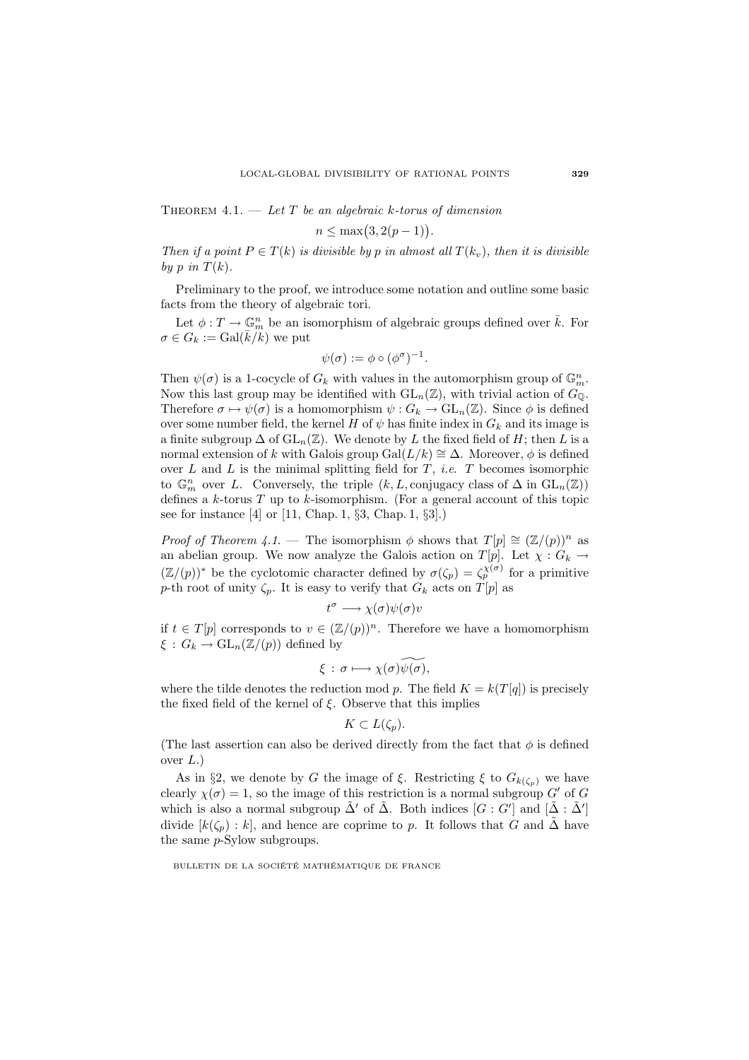Theorem 4.1. — *Let $T$ be an algebraic $k$-torus of dimension*

$$n \leq \max\bigl(3, 2(p-1)\bigr).$$

*Then if a point $P \in T(k)$ is divisible by $p$ in almost all $T(k_v)$, then it is divisible by $p$ in $T(k)$.*

Preliminary to the proof, we introduce some notation and outline some basic facts from the theory of algebraic tori.

Let $\phi : T \to \mathbb{G}_m^n$ be an isomorphism of algebraic groups defined over $\bar{k}$. For $\sigma \in G_k := \mathrm{Gal}(\bar{k}/k)$ we put

$$\psi(\sigma) := \phi \circ (\phi^\sigma)^{-1}.$$

Then $\psi(\sigma)$ is a 1-cocycle of $G_k$ with values in the automorphism group of $\mathbb{G}_m^n$. Now this last group may be identified with $\mathrm{GL}_n(\mathbb{Z})$, with trivial action of $G_{\mathbb{Q}}$. Therefore $\sigma \mapsto \psi(\sigma)$ is a homomorphism $\psi : G_k \to \mathrm{GL}_n(\mathbb{Z})$. Since $\phi$ is defined over some number field, the kernel $H$ of $\psi$ has finite index in $G_k$ and its image is a finite subgroup $\Delta$ of $\mathrm{GL}_n(\mathbb{Z})$. We denote by $L$ the fixed field of $H$; then $L$ is a normal extension of $k$ with Galois group $\mathrm{Gal}(L/k) \cong \Delta$. Moreover, $\phi$ is defined over $L$ and $L$ is the minimal splitting field for $T$, *i.e.* $T$ becomes isomorphic to $\mathbb{G}_m^n$ over $L$. Conversely, the triple $(k, L, \text{conjugacy class of } \Delta \text{ in } \mathrm{GL}_n(\mathbb{Z}))$ defines a $k$-torus $T$ up to $k$-isomorphism. (For a general account of this topic see for instance [4] or [11, Chap. 1, §3, Chap. 1, §3].)

*Proof of Theorem 4.1.* — The isomorphism $\phi$ shows that $T[p] \cong (\mathbb{Z}/(p))^n$ as an abelian group. We now analyze the Galois action on $T[p]$. Let $\chi : G_k \to (\mathbb{Z}/(p))^*$ be the cyclotomic character defined by $\sigma(\zeta_p) = \zeta_p^{\chi(\sigma)}$ for a primitive $p$-th root of unity $\zeta_p$. It is easy to verify that $G_k$ acts on $T[p]$ as

$$t^\sigma \longrightarrow \chi(\sigma)\psi(\sigma)v$$

if $t \in T[p]$ corresponds to $v \in (\mathbb{Z}/(p))^n$. Therefore we have a homomorphism $\xi : G_k \to \mathrm{GL}_n(\mathbb{Z}/(p))$ defined by

$$\xi : \sigma \longmapsto \chi(\sigma)\widetilde{\psi(\sigma)},$$

where the tilde denotes the reduction mod $p$. The field $K = k(T[q])$ is precisely the fixed field of the kernel of $\xi$. Observe that this implies

$$K \subset L(\zeta_p).$$

(The last assertion can also be derived directly from the fact that $\phi$ is defined over $L$.)

As in §2, we denote by $G$ the image of $\xi$. Restricting $\xi$ to $G_{k(\zeta_p)}$ we have clearly $\chi(\sigma) = 1$, so the image of this restriction is a normal subgroup $G'$ of $G$ which is also a normal subgroup $\tilde{\Delta}'$ of $\tilde{\Delta}$. Both indices $[G : G']$ and $[\tilde{\Delta} : \tilde{\Delta}']$ divide $[k(\zeta_p) : k]$, and hence are coprime to $p$. It follows that $G$ and $\tilde{\Delta}$ have the same $p$-Sylow subgroups.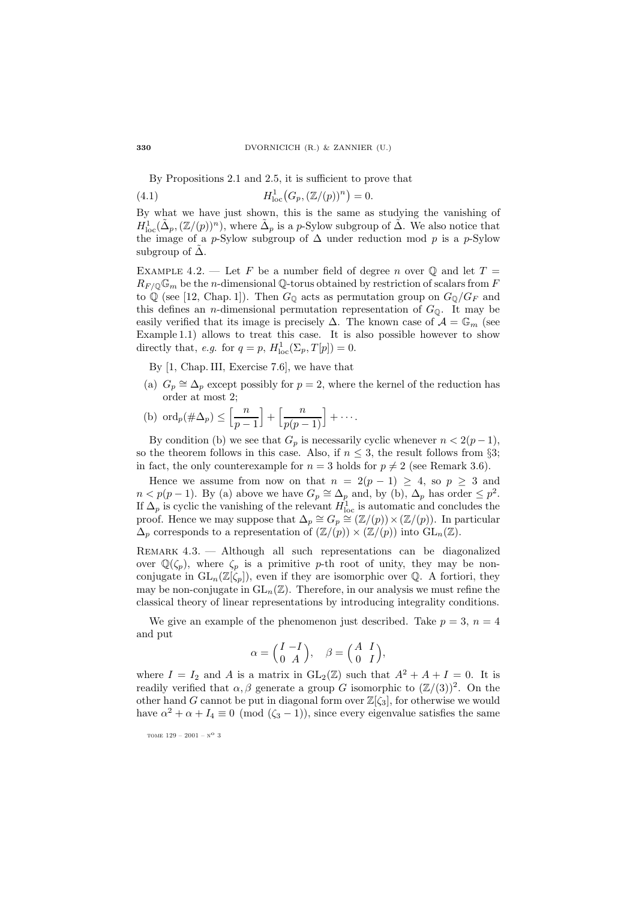By Propositions 2.1 and 2.5, it is sufficient to prove that

$$H^1_{\mathrm{loc}}\big(G_p, (\mathbb{Z}/(p))^n\big) = 0. \tag{4.1}$$

By what we have just shown, this is the same as studying the vanishing of $H^1_{\mathrm{loc}}(\tilde{\Delta}_p, (\mathbb{Z}/(p))^n)$, where $\tilde{\Delta}_p$ is a $p$-Sylow subgroup of $\tilde{\Delta}$. We also notice that the image of a $p$-Sylow subgroup of $\Delta$ under reduction mod $p$ is a $p$-Sylow subgroup of $\tilde{\Delta}$.

Example 4.2. — Let $F$ be a number field of degree $n$ over $\mathbb{Q}$ and let $T = R_{F/\mathbb{Q}}\mathbb{G}_m$ be the $n$-dimensional $\mathbb{Q}$-torus obtained by restriction of scalars from $F$ to $\mathbb{Q}$ (see [12, Chap. 1]). Then $G_{\mathbb{Q}}$ acts as permutation group on $G_{\mathbb{Q}}/G_F$ and this defines an $n$-dimensional permutation representation of $G_{\mathbb{Q}}$. It may be easily verified that its image is precisely $\Delta$. The known case of $\mathcal{A} = \mathbb{G}_m$ (see Example 1.1) allows to treat this case. It is also possible however to show directly that, *e.g.* for $q = p$, $H^1_{\mathrm{loc}}(\Sigma_p, T[p]) = 0$.

By [1, Chap. III, Exercise 7.6], we have that

(a) $G_p \cong \Delta_p$ except possibly for $p = 2$, where the kernel of the reduction has order at most 2;

(b) $\mathrm{ord}_p(\#\Delta_p) \leq \Big[\dfrac{n}{p-1}\Big] + \Big[\dfrac{n}{p(p-1)}\Big] + \cdots$.

By condition (b) we see that $G_p$ is necessarily cyclic whenever $n < 2(p-1)$, so the theorem follows in this case. Also, if $n \leq 3$, the result follows from §3; in fact, the only counterexample for $n = 3$ holds for $p \neq 2$ (see Remark 3.6).

Hence we assume from now on that $n = 2(p-1) \geq 4$, so $p \geq 3$ and $n < p(p-1)$. By (a) above we have $G_p \cong \Delta_p$ and, by (b), $\Delta_p$ has order $\leq p^2$. If $\Delta_p$ is cyclic the vanishing of the relevant $H^1_{\mathrm{loc}}$ is automatic and concludes the proof. Hence we may suppose that $\Delta_p \cong G_p \cong (\mathbb{Z}/(p)) \times (\mathbb{Z}/(p))$. In particular $\Delta_p$ corresponds to a representation of $(\mathbb{Z}/(p)) \times (\mathbb{Z}/(p))$ into $\mathrm{GL}_n(\mathbb{Z})$.

Remark 4.3. — Although all such representations can be diagonalized over $\mathbb{Q}(\zeta_p)$, where $\zeta_p$ is a primitive $p$-th root of unity, they may be non-conjugate in $\mathrm{GL}_n(\mathbb{Z}[\zeta_p])$, even if they are isomorphic over $\mathbb{Q}$. A fortiori, they may be non-conjugate in $\mathrm{GL}_n(\mathbb{Z})$. Therefore, in our analysis we must refine the classical theory of linear representations by introducing integrality conditions.

We give an example of the phenomenon just described. Take $p = 3$, $n = 4$ and put

$$\alpha = \begin{pmatrix} I & -I \\ 0 & A \end{pmatrix}, \quad \beta = \begin{pmatrix} A & I \\ 0 & I \end{pmatrix},$$

where $I = I_2$ and $A$ is a matrix in $\mathrm{GL}_2(\mathbb{Z})$ such that $A^2 + A + I = 0$. It is readily verified that $\alpha, \beta$ generate a group $G$ isomorphic to $(\mathbb{Z}/(3))^2$. On the other hand $G$ cannot be put in diagonal form over $\mathbb{Z}[\zeta_3]$, for otherwise we would have $\alpha^2 + \alpha + I_4 \equiv 0 \pmod{(\zeta_3 - 1)}$, since every eigenvalue satisfies the same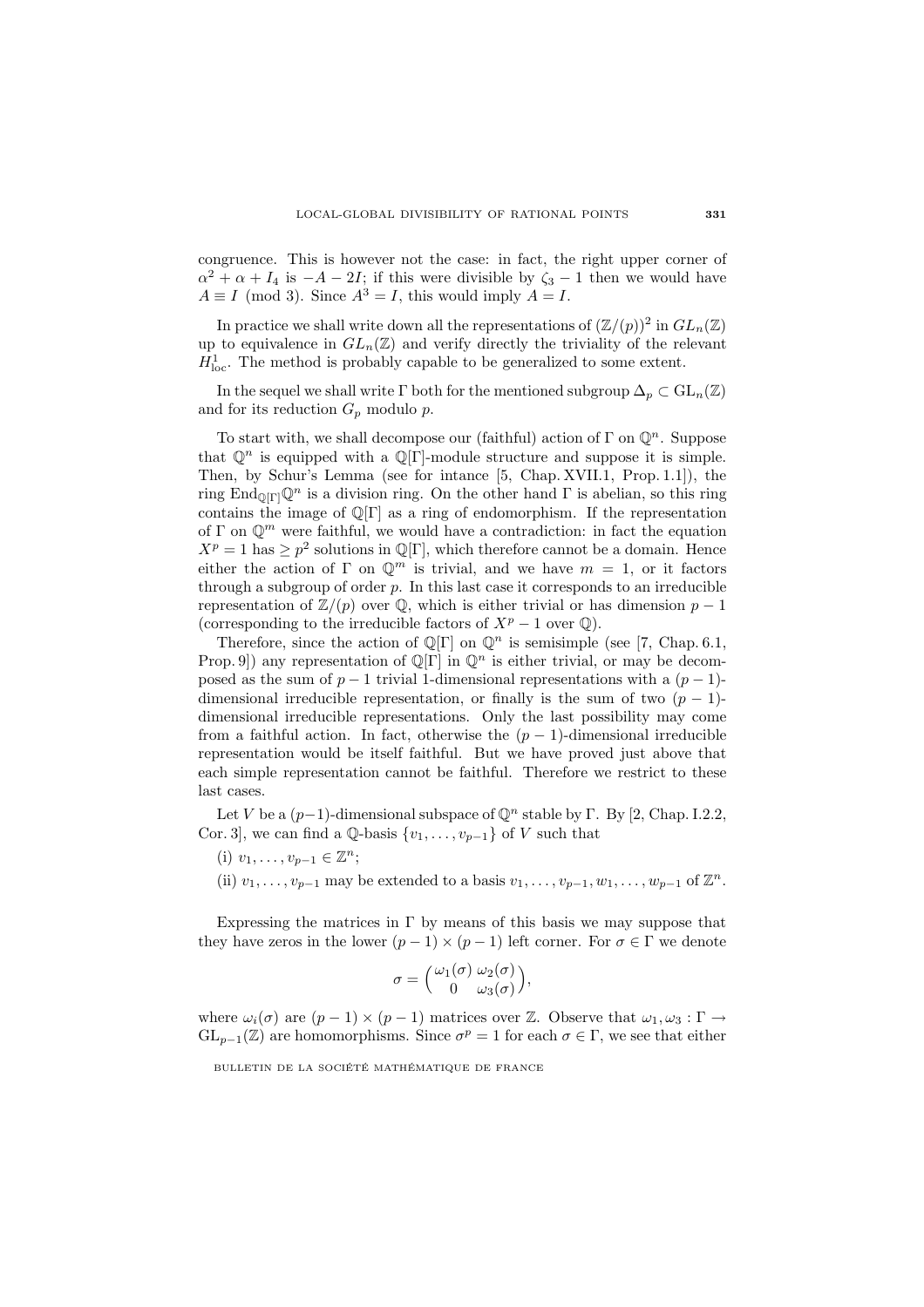congruence. This is however not the case: in fact, the right upper corner of $\alpha^2 + \alpha + I_4$ is $-A - 2I$; if this were divisible by $\zeta_3 - 1$ then we would have $A \equiv I \pmod 3$. Since $A^3 = I$, this would imply $A = I$.

In practice we shall write down all the representations of $(\mathbb{Z}/(p))^2$ in $GL_n(\mathbb{Z})$ up to equivalence in $GL_n(\mathbb{Z})$ and verify directly the triviality of the relevant $H^1_{\rm loc}$. The method is probably capable to be generalized to some extent.

In the sequel we shall write $\Gamma$ both for the mentioned subgroup $\Delta_p \subset \mathrm{GL}_n(\mathbb{Z})$ and for its reduction $G_p$ modulo $p$.

To start with, we shall decompose our (faithful) action of $\Gamma$ on $\mathbb{Q}^n$. Suppose that $\mathbb{Q}^n$ is equipped with a $\mathbb{Q}[\Gamma]$-module structure and suppose it is simple. Then, by Schur's Lemma (see for intance [5, Chap. XVII.1, Prop. 1.1]), the ring $\mathrm{End}_{\mathbb{Q}[\Gamma]}\mathbb{Q}^n$ is a division ring. On the other hand $\Gamma$ is abelian, so this ring contains the image of $\mathbb{Q}[\Gamma]$ as a ring of endomorphism. If the representation of $\Gamma$ on $\mathbb{Q}^m$ were faithful, we would have a contradiction: in fact the equation $X^p = 1$ has $\geq p^2$ solutions in $\mathbb{Q}[\Gamma]$, which therefore cannot be a domain. Hence either the action of $\Gamma$ on $\mathbb{Q}^m$ is trivial, and we have $m = 1$, or it factors through a subgroup of order $p$. In this last case it corresponds to an irreducible representation of $\mathbb{Z}/(p)$ over $\mathbb{Q}$, which is either trivial or has dimension $p-1$ (corresponding to the irreducible factors of $X^p - 1$ over $\mathbb{Q}$).

Therefore, since the action of $\mathbb{Q}[\Gamma]$ on $\mathbb{Q}^n$ is semisimple (see [7, Chap. 6.1, Prop. 9]) any representation of $\mathbb{Q}[\Gamma]$ in $\mathbb{Q}^n$ is either trivial, or may be decomposed as the sum of $p-1$ trivial 1-dimensional representations with a $(p-1)$-dimensional irreducible representation, or finally is the sum of two $(p-1)$-dimensional irreducible representations. Only the last possibility may come from a faithful action. In fact, otherwise the $(p-1)$-dimensional irreducible representation would be itself faithful. But we have proved just above that each simple representation cannot be faithful. Therefore we restrict to these last cases.

Let $V$ be a $(p-1)$-dimensional subspace of $\mathbb{Q}^n$ stable by $\Gamma$. By [2, Chap. I.2.2, Cor. 3], we can find a $\mathbb{Q}$-basis $\{v_1, \ldots, v_{p-1}\}$ of $V$ such that

(i) $v_1, \ldots, v_{p-1} \in \mathbb{Z}^n$;

(ii) $v_1, \ldots, v_{p-1}$ may be extended to a basis $v_1, \ldots, v_{p-1}, w_1, \ldots, w_{p-1}$ of $\mathbb{Z}^n$.

Expressing the matrices in $\Gamma$ by means of this basis we may suppose that they have zeros in the lower $(p-1) \times (p-1)$ left corner. For $\sigma \in \Gamma$ we denote

$$\sigma = \begin{pmatrix} \omega_1(\sigma) & \omega_2(\sigma) \\ 0 & \omega_3(\sigma) \end{pmatrix},$$

where $\omega_i(\sigma)$ are $(p-1) \times (p-1)$ matrices over $\mathbb{Z}$. Observe that $\omega_1, \omega_3 : \Gamma \to \mathrm{GL}_{p-1}(\mathbb{Z})$ are homomorphisms. Since $\sigma^p = 1$ for each $\sigma \in \Gamma$, we see that either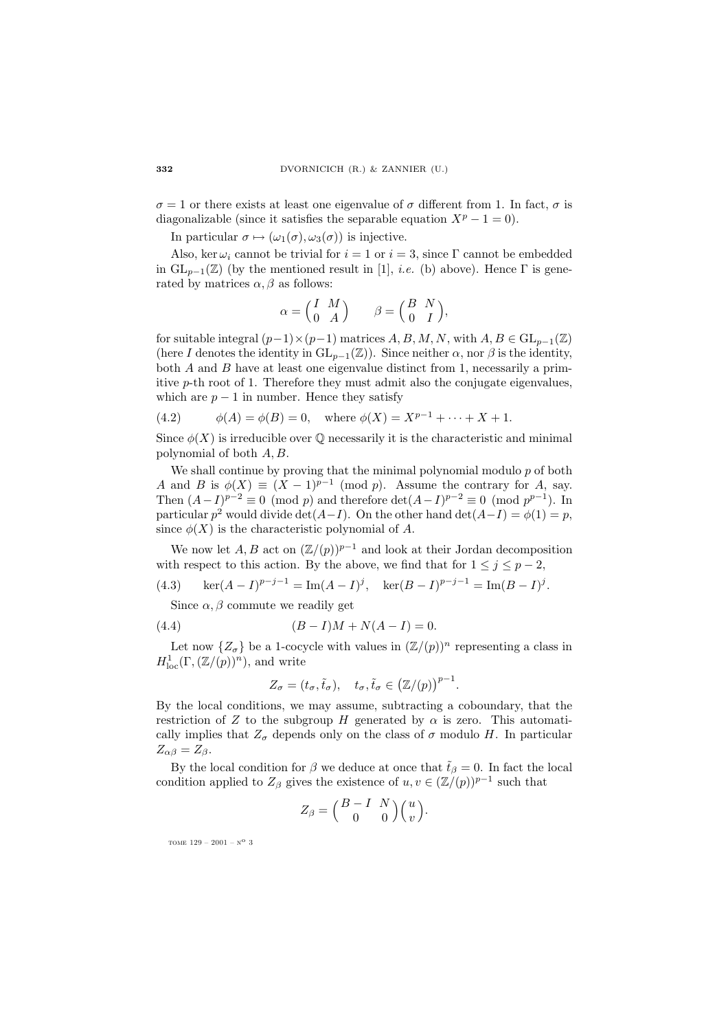$\sigma = 1$ or there exists at least one eigenvalue of $\sigma$ different from 1. In fact, $\sigma$ is diagonalizable (since it satisfies the separable equation $X^p - 1 = 0$).

In particular $\sigma \mapsto (\omega_1(\sigma), \omega_3(\sigma))$ is injective.

Also, $\ker \omega_i$ cannot be trivial for $i = 1$ or $i = 3$, since $\Gamma$ cannot be embedded in $\mathrm{GL}_{p-1}(\mathbb{Z})$ (by the mentioned result in [1], *i.e.* (b) above). Hence $\Gamma$ is generated by matrices $\alpha, \beta$ as follows:

$$\alpha = \begin{pmatrix} I & M \\ 0 & A \end{pmatrix} \qquad \beta = \begin{pmatrix} B & N \\ 0 & I \end{pmatrix},$$

for suitable integral $(p-1)\times(p-1)$ matrices $A, B, M, N$, with $A, B \in \mathrm{GL}_{p-1}(\mathbb{Z})$ (here $I$ denotes the identity in $\mathrm{GL}_{p-1}(\mathbb{Z})$). Since neither $\alpha$, nor $\beta$ is the identity, both $A$ and $B$ have at least one eigenvalue distinct from 1, necessarily a primitive $p$-th root of 1. Therefore they must admit also the conjugate eigenvalues, which are $p-1$ in number. Hence they satisfy

$$\phi(A) = \phi(B) = 0, \quad \text{where } \phi(X) = X^{p-1} + \cdots + X + 1. \tag{4.2}$$

Since $\phi(X)$ is irreducible over $\mathbb{Q}$ necessarily it is the characteristic and minimal polynomial of both $A, B$.

We shall continue by proving that the minimal polynomial modulo $p$ of both $A$ and $B$ is $\phi(X) \equiv (X-1)^{p-1} \pmod p$. Assume the contrary for $A$, say. Then $(A-I)^{p-2} \equiv 0 \pmod p$ and therefore $\det(A-I)^{p-2} \equiv 0 \pmod{p^{p-1}}$. In particular $p^2$ would divide $\det(A-I)$. On the other hand $\det(A-I) = \phi(1) = p$, since $\phi(X)$ is the characteristic polynomial of $A$.

We now let $A, B$ act on $(\mathbb{Z}/(p))^{p-1}$ and look at their Jordan decomposition with respect to this action. By the above, we find that for $1 \le j \le p-2$,

$$\ker(A-I)^{p-j-1} = \mathrm{Im}(A-I)^j, \quad \ker(B-I)^{p-j-1} = \mathrm{Im}(B-I)^j. \tag{4.3}$$

Since $\alpha, \beta$ commute we readily get

$$(B-I)M + N(A-I) = 0. \tag{4.4}$$

Let now $\{Z_\sigma\}$ be a 1-cocycle with values in $(\mathbb{Z}/(p))^n$ representing a class in $H^1_{\mathrm{loc}}(\Gamma, (\mathbb{Z}/(p))^n)$, and write

$$Z_\sigma = (t_\sigma, \tilde{t}_\sigma), \quad t_\sigma, \tilde{t}_\sigma \in \big(\mathbb{Z}/(p)\big)^{p-1}.$$

By the local conditions, we may assume, subtracting a coboundary, that the restriction of $Z$ to the subgroup $H$ generated by $\alpha$ is zero. This automatically implies that $Z_\sigma$ depends only on the class of $\sigma$ modulo $H$. In particular $Z_{\alpha\beta} = Z_\beta$.

By the local condition for $\beta$ we deduce at once that $\tilde{t}_\beta = 0$. In fact the local condition applied to $Z_\beta$ gives the existence of $u, v \in (\mathbb{Z}/(p))^{p-1}$ such that

$$Z_\beta = \begin{pmatrix} B-I & N \\ 0 & 0 \end{pmatrix} \begin{pmatrix} u \\ v \end{pmatrix}.$$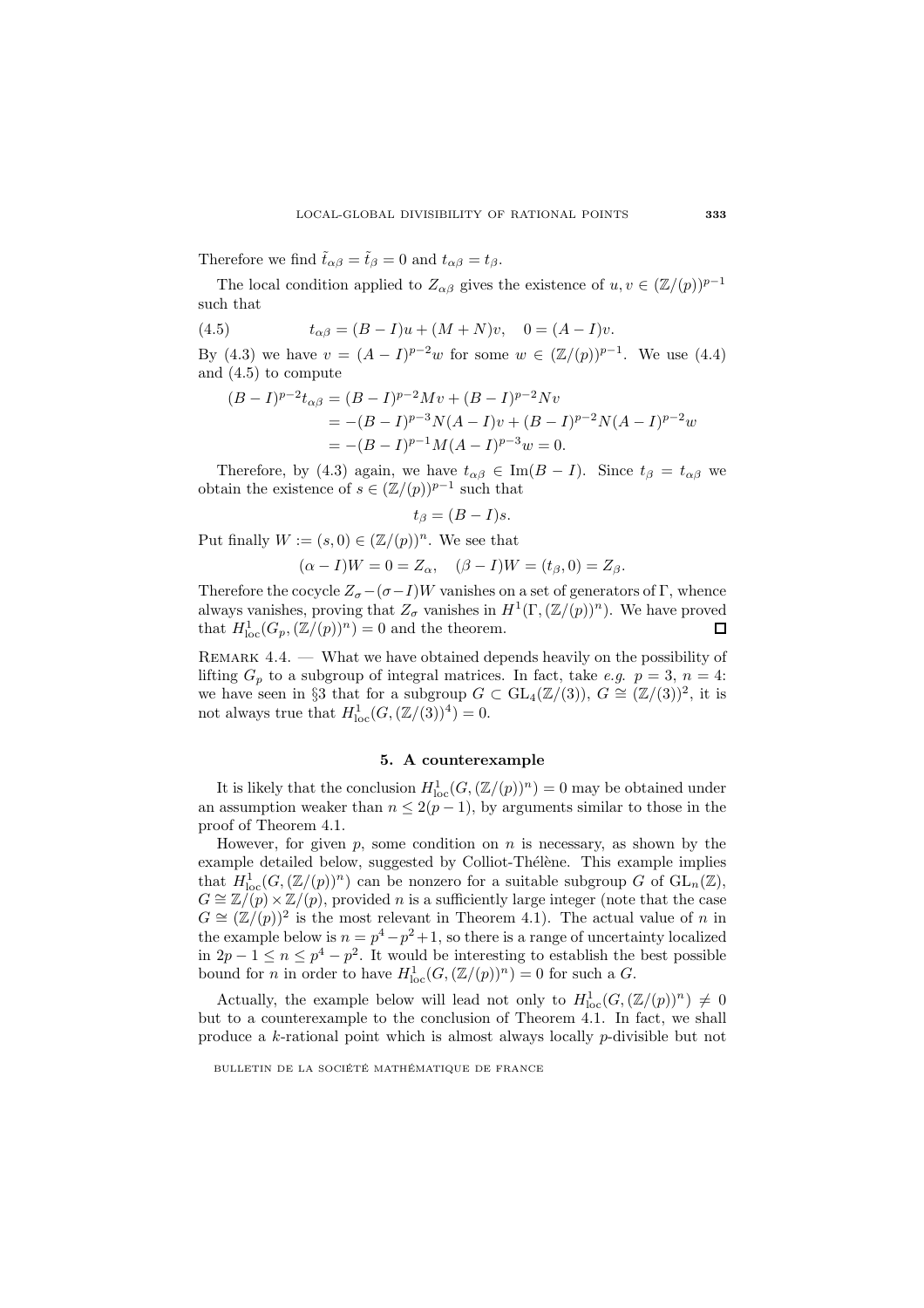Therefore we find $\tilde{t}_{\alpha\beta} = \tilde{t}_\beta = 0$ and $t_{\alpha\beta} = t_\beta$.

The local condition applied to $Z_{\alpha\beta}$ gives the existence of $u, v \in (\mathbb{Z}/(p))^{p-1}$ such that

$$t_{\alpha\beta} = (B-I)u + (M+N)v, \quad 0 = (A-I)v. \tag{4.5}$$

By (4.3) we have $v = (A-I)^{p-2}w$ for some $w \in (\mathbb{Z}/(p))^{p-1}$. We use (4.4) and (4.5) to compute

$$\begin{aligned}
(B-I)^{p-2}t_{\alpha\beta} &= (B-I)^{p-2}Mv + (B-I)^{p-2}Nv \\
&= -(B-I)^{p-3}N(A-I)v + (B-I)^{p-2}N(A-I)^{p-2}w \\
&= -(B-I)^{p-1}M(A-I)^{p-3}w = 0.
\end{aligned}$$

Therefore, by (4.3) again, we have $t_{\alpha\beta} \in \operatorname{Im}(B-I)$. Since $t_\beta = t_{\alpha\beta}$ we obtain the existence of $s \in (\mathbb{Z}/(p))^{p-1}$ such that

$$t_\beta = (B-I)s.$$

Put finally $W := (s, 0) \in (\mathbb{Z}/(p))^n$. We see that

$$(\alpha - I)W = 0 = Z_\alpha, \quad (\beta - I)W = (t_\beta, 0) = Z_\beta.$$

Therefore the cocycle $Z_\sigma - (\sigma - I)W$ vanishes on a set of generators of $\Gamma$, whence always vanishes, proving that $Z_\sigma$ vanishes in $H^1(\Gamma, (\mathbb{Z}/(p))^n)$. We have proved that $H^1_{\mathrm{loc}}(G_p, (\mathbb{Z}/(p))^n) = 0$ and the theorem. ∎

Remark 4.4. — What we have obtained depends heavily on the possibility of lifting $G_p$ to a subgroup of integral matrices. In fact, take *e.g.* $p = 3$, $n = 4$: we have seen in §3 that for a subgroup $G \subset \mathrm{GL}_4(\mathbb{Z}/(3))$, $G \cong (\mathbb{Z}/(3))^2$, it is not always true that $H^1_{\mathrm{loc}}(G, (\mathbb{Z}/(3))^4) = 0$.

## 5. A counterexample

It is likely that the conclusion $H^1_{\mathrm{loc}}(G, (\mathbb{Z}/(p))^n) = 0$ may be obtained under an assumption weaker than $n \leq 2(p-1)$, by arguments similar to those in the proof of Theorem 4.1.

However, for given $p$, some condition on $n$ is necessary, as shown by the example detailed below, suggested by Colliot-Thélène. This example implies that $H^1_{\mathrm{loc}}(G, (\mathbb{Z}/(p))^n)$ can be nonzero for a suitable subgroup $G$ of $\mathrm{GL}_n(\mathbb{Z})$, $G \cong \mathbb{Z}/(p) \times \mathbb{Z}/(p)$, provided $n$ is a sufficiently large integer (note that the case $G \cong (\mathbb{Z}/(p))^2$ is the most relevant in Theorem 4.1). The actual value of $n$ in the example below is $n = p^4 - p^2 + 1$, so there is a range of uncertainty localized in $2p - 1 \leq n \leq p^4 - p^2$. It would be interesting to establish the best possible bound for $n$ in order to have $H^1_{\mathrm{loc}}(G, (\mathbb{Z}/(p))^n) = 0$ for such a $G$.

Actually, the example below will lead not only to $H^1_{\mathrm{loc}}(G, (\mathbb{Z}/(p))^n) \neq 0$ but to a counterexample to the conclusion of Theorem 4.1. In fact, we shall produce a $k$-rational point which is almost always locally $p$-divisible but not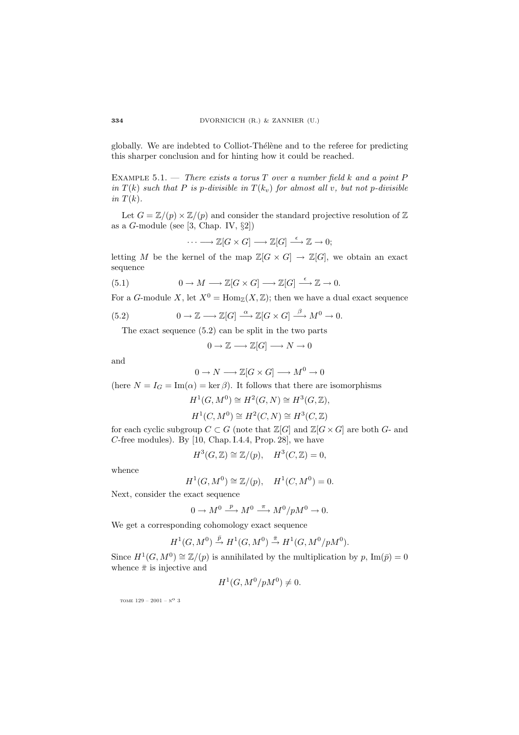globally. We are indebted to Colliot-Thélène and to the referee for predicting this sharper conclusion and for hinting how it could be reached.

Example 5.1. — *There exists a torus $T$ over a number field $k$ and a point $P$ in $T(k)$ such that $P$ is $p$-divisible in $T(k_v)$ for almost all $v$, but not $p$-divisible in $T(k)$.*

Let $G = \mathbb{Z}/(p) \times \mathbb{Z}/(p)$ and consider the standard projective resolution of $\mathbb{Z}$ as a $G$-module (see [3, Chap. IV, §2])

$$\cdots \longrightarrow \mathbb{Z}[G \times G] \longrightarrow \mathbb{Z}[G] \xrightarrow{\ \epsilon\ } \mathbb{Z} \to 0;$$

letting $M$ be the kernel of the map $\mathbb{Z}[G \times G] \to \mathbb{Z}[G]$, we obtain an exact sequence

$$0 \to M \longrightarrow \mathbb{Z}[G \times G] \longrightarrow \mathbb{Z}[G] \xrightarrow{\ \epsilon\ } \mathbb{Z} \to 0. \tag{5.1}$$

For a $G$-module $X$, let $X^0 = \operatorname{Hom}_{\mathbb{Z}}(X, \mathbb{Z})$; then we have a dual exact sequence

$$0 \to \mathbb{Z} \longrightarrow \mathbb{Z}[G] \xrightarrow{\ \alpha\ } \mathbb{Z}[G \times G] \xrightarrow{\ \beta\ } M^0 \to 0. \tag{5.2}$$

The exact sequence (5.2) can be split in the two parts

$$0 \to \mathbb{Z} \longrightarrow \mathbb{Z}[G] \longrightarrow N \to 0$$

and

$$0 \to N \longrightarrow \mathbb{Z}[G \times G] \longrightarrow M^0 \to 0$$

(here $N = I_G = \operatorname{Im}(\alpha) = \ker \beta$). It follows that there are isomorphisms

$$H^1(G, M^0) \cong H^2(G, N) \cong H^3(G, \mathbb{Z}),$$

$$H^1(C, M^0) \cong H^2(C, N) \cong H^3(C, \mathbb{Z})$$

for each cyclic subgroup $C \subset G$ (note that $\mathbb{Z}[G]$ and $\mathbb{Z}[G \times G]$ are both $G$- and $C$-free modules). By [10, Chap. I.4.4, Prop. 28], we have

$$H^3(G, \mathbb{Z}) \cong \mathbb{Z}/(p), \quad H^3(C, \mathbb{Z}) = 0,$$

whence

$$H^1(G, M^0) \cong \mathbb{Z}/(p), \quad H^1(C, M^0) = 0.$$

Next, consider the exact sequence

$$0 \to M^0 \xrightarrow{\ p\ } M^0 \xrightarrow{\ \pi\ } M^0/pM^0 \to 0.$$

We get a corresponding cohomology exact sequence

$$H^1(G, M^0) \xrightarrow{\bar{p}} H^1(G, M^0) \xrightarrow{\bar{\pi}} H^1(G, M^0/pM^0).$$

Since $H^1(G, M^0) \cong \mathbb{Z}/(p)$ is annihilated by the multiplication by $p$, $\operatorname{Im}(\bar{p}) = 0$ whence $\bar{\pi}$ is injective and

$$H^1(G, M^0/pM^0) \neq 0.$$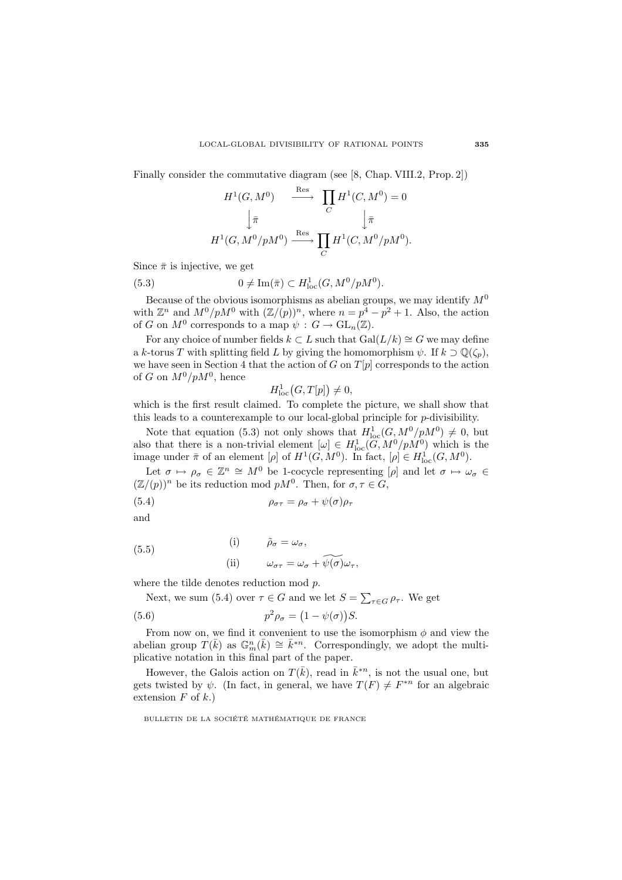Finally consider the commutative diagram (see [8, Chap. VIII.2, Prop. 2])

$$\begin{array}{ccc} H^1(G, M^0) & \xrightarrow{\text{Res}} & \prod_C H^1(C, M^0) = 0 \\ \downarrow \bar{\pi} & & \downarrow \bar{\pi} \\ H^1(G, M^0/pM^0) & \xrightarrow{\text{Res}} & \prod_C H^1(C, M^0/pM^0). \end{array}$$

Since $\bar{\pi}$ is injective, we get

$$0 \neq \operatorname{Im}(\bar{\pi}) \subset H^1_{\text{loc}}(G, M^0/pM^0). \tag{5.3}$$

Because of the obvious isomorphisms as abelian groups, we may identify $M^0$ with $\mathbb{Z}^n$ and $M^0/pM^0$ with $(\mathbb{Z}/(p))^n$, where $n = p^4 - p^2 + 1$. Also, the action of $G$ on $M^0$ corresponds to a map $\psi : G \to \mathrm{GL}_n(\mathbb{Z})$.

For any choice of number fields $k \subset L$ such that $\mathrm{Gal}(L/k) \cong G$ we may define a $k$-torus $T$ with splitting field $L$ by giving the homomorphism $\psi$. If $k \supset \mathbb{Q}(\zeta_p)$, we have seen in Section 4 that the action of $G$ on $T[p]$ corresponds to the action of $G$ on $M^0/pM^0$, hence

$$H^1_{\text{loc}}\big(G, T[p]\big) \neq 0,$$

which is the first result claimed. To complete the picture, we shall show that this leads to a counterexample to our local-global principle for $p$-divisibility.

Note that equation (5.3) not only shows that $H^1_{\text{loc}}(G, M^0/pM^0) \neq 0$, but also that there is a non-trivial element $[\omega] \in H^1_{\text{loc}}(G, M^0/pM^0)$ which is the image under $\bar{\pi}$ of an element $[\rho]$ of $H^1(G, M^0)$. In fact, $[\rho] \in H^1_{\text{loc}}(G, M^0)$.

Let $\sigma \mapsto \rho_\sigma \in \mathbb{Z}^n \cong M^0$ be 1-cocycle representing $[\rho]$ and let $\sigma \mapsto \omega_\sigma \in (\mathbb{Z}/(p))^n$ be its reduction mod $pM^0$. Then, for $\sigma, \tau \in G$,

$$\rho_{\sigma\tau} = \rho_\sigma + \psi(\sigma)\rho_\tau \tag{5.4}$$

and

$$\begin{aligned} &\text{(i)} \qquad \tilde{\rho}_\sigma = \omega_\sigma, \\ &\text{(ii)} \qquad \omega_{\sigma\tau} = \omega_\sigma + \widetilde{\psi(\sigma)}\omega_\tau, \end{aligned} \tag{5.5}$$

where the tilde denotes reduction mod $p$.

Next, we sum (5.4) over $\tau \in G$ and we let $S = \sum_{\tau \in G} \rho_\tau$. We get

$$p^2 \rho_\sigma = \big(1 - \psi(\sigma)\big)S. \tag{5.6}$$

From now on, we find it convenient to use the isomorphism $\phi$ and view the abelian group $T(\bar{k})$ as $\mathbb{G}_m^n(\bar{k}) \cong \bar{k}^{*n}$. Correspondingly, we adopt the multiplicative notation in this final part of the paper.

However, the Galois action on $T(\bar{k})$, read in $\bar{k}^{*n}$, is not the usual one, but gets twisted by $\psi$. (In fact, in general, we have $T(F) \neq F^{*n}$ for an algebraic extension $F$ of $k$.)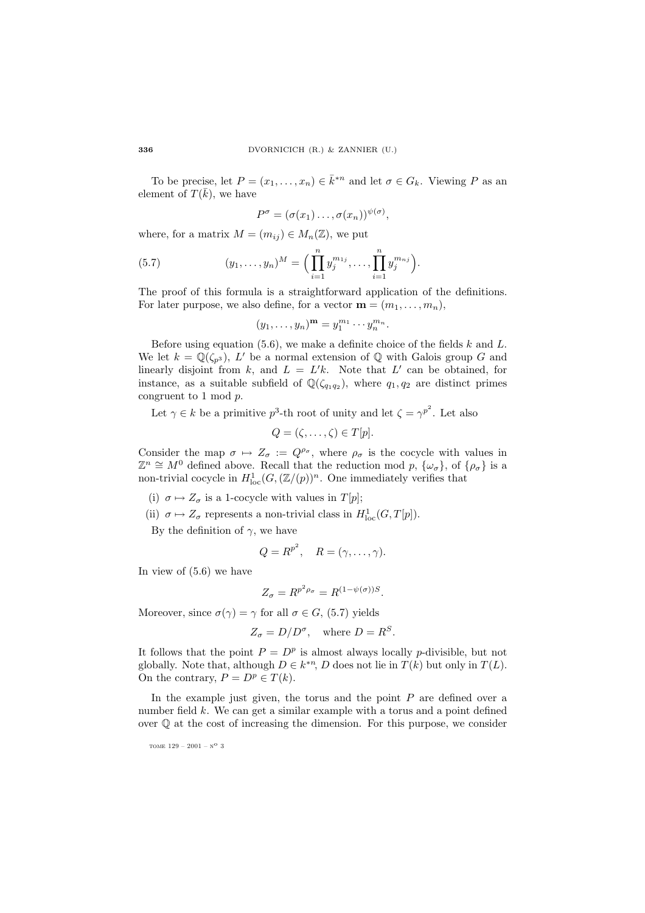To be precise, let $P = (x_1, \ldots, x_n) \in \bar{k}^{*n}$ and let $\sigma \in G_k$. Viewing $P$ as an element of $T(\bar{k})$, we have

$$P^\sigma = (\sigma(x_1) \ldots, \sigma(x_n))^{\psi(\sigma)},$$

where, for a matrix $M = (m_{ij}) \in M_n(\mathbb{Z})$, we put

$$(y_1, \ldots, y_n)^M = \Big( \prod_{i=1}^n y_j^{m_{1j}}, \ldots, \prod_{i=1}^n y_j^{m_{nj}} \Big). \tag{5.7}$$

The proof of this formula is a straightforward application of the definitions. For later purpose, we also define, for a vector $\mathbf{m} = (m_1, \ldots, m_n)$,

$$(y_1, \ldots, y_n)^{\mathbf{m}} = y_1^{m_1} \cdots y_n^{m_n}.$$

Before using equation (5.6), we make a definite choice of the fields $k$ and $L$. We let $k = \mathbb{Q}(\zeta_{p^3})$, $L'$ be a normal extension of $\mathbb{Q}$ with Galois group $G$ and linearly disjoint from $k$, and $L = L'k$. Note that $L'$ can be obtained, for instance, as a suitable subfield of $\mathbb{Q}(\zeta_{q_1 q_2})$, where $q_1, q_2$ are distinct primes congruent to 1 mod $p$.

Let $\gamma \in k$ be a primitive $p^3$-th root of unity and let $\zeta = \gamma^{p^2}$. Let also

$$Q = (\zeta, \ldots, \zeta) \in T[p].$$

Consider the map $\sigma \mapsto Z_\sigma := Q^{\rho_\sigma}$, where $\rho_\sigma$ is the cocycle with values in $\mathbb{Z}^n \cong M^0$ defined above. Recall that the reduction mod $p$, $\{\omega_\sigma\}$, of $\{\rho_\sigma\}$ is a non-trivial cocycle in $H^1_{\mathrm{loc}}(G, (\mathbb{Z}/(p))^n$. One immediately verifies that

(i) $\sigma \mapsto Z_\sigma$ is a 1-cocycle with values in $T[p]$;

(ii) $\sigma \mapsto Z_\sigma$ represents a non-trivial class in $H^1_{\mathrm{loc}}(G, T[p])$.

By the definition of $\gamma$, we have

$$Q = R^{p^2}, \quad R = (\gamma, \ldots, \gamma).$$

In view of (5.6) we have

$$Z_\sigma = R^{p^2 \rho_\sigma} = R^{(1-\psi(\sigma))S}.$$

Moreover, since $\sigma(\gamma) = \gamma$ for all $\sigma \in G$, (5.7) yields

$$Z_\sigma = D / D^\sigma, \quad \text{where } D = R^S.$$

It follows that the point $P = D^p$ is almost always locally $p$-divisible, but not globally. Note that, although $D \in k^{*n}$, $D$ does not lie in $T(k)$ but only in $T(L)$. On the contrary, $P = D^p \in T(k)$.

In the example just given, the torus and the point $P$ are defined over a number field $k$. We can get a similar example with a torus and a point defined over $\mathbb{Q}$ at the cost of increasing the dimension. For this purpose, we consider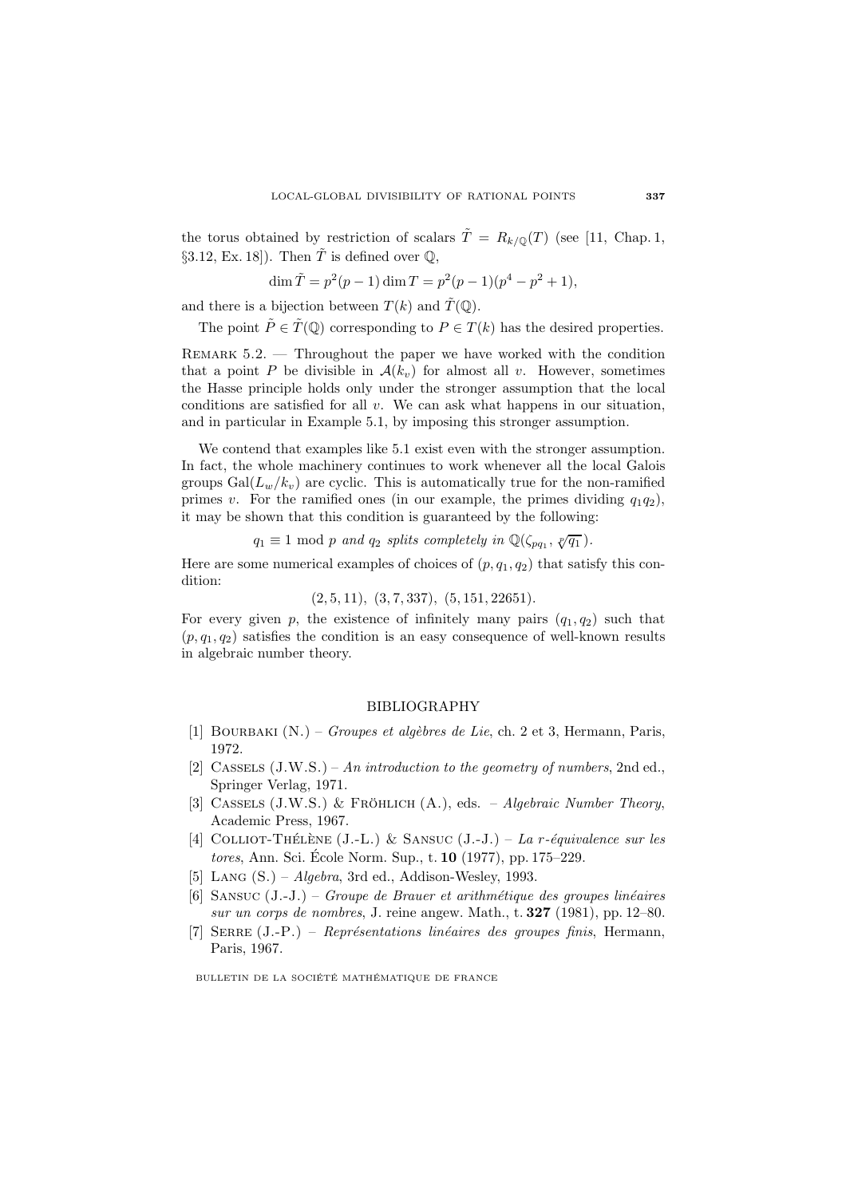the torus obtained by restriction of scalars $\tilde{T} = R_{k/\mathbb{Q}}(T)$ (see [11, Chap. 1, §3.12, Ex. 18]). Then $\tilde{T}$ is defined over $\mathbb{Q}$,

$$\dim \tilde{T} = p^2(p-1)\dim T = p^2(p-1)(p^4 - p^2 + 1),$$

and there is a bijection between $T(k)$ and $\tilde{T}(\mathbb{Q})$.

The point $\tilde{P} \in \tilde{T}(\mathbb{Q})$ corresponding to $P \in T(k)$ has the desired properties.

Remark 5.2. — Throughout the paper we have worked with the condition that a point $P$ be divisible in $\mathcal{A}(k_v)$ for almost all $v$. However, sometimes the Hasse principle holds only under the stronger assumption that the local conditions are satisfied for all $v$. We can ask what happens in our situation, and in particular in Example 5.1, by imposing this stronger assumption.

We contend that examples like 5.1 exist even with the stronger assumption. In fact, the whole machinery continues to work whenever all the local Galois groups $\mathrm{Gal}(L_w/k_v)$ are cyclic. This is automatically true for the non-ramified primes $v$. For the ramified ones (in our example, the primes dividing $q_1q_2$), it may be shown that this condition is guaranteed by the following:

$$q_1 \equiv 1 \bmod p \textit{ and } q_2 \textit{ splits completely in } \mathbb{Q}(\zeta_{pq_1}, \sqrt[p]{q_1}).$$

Here are some numerical examples of choices of $(p, q_1, q_2)$ that satisfy this condition:

$$(2, 5, 11),\ (3, 7, 337),\ (5, 151, 22651).$$

For every given $p$, the existence of infinitely many pairs $(q_1, q_2)$ such that $(p, q_1, q_2)$ satisfies the condition is an easy consequence of well-known results in algebraic number theory.

## BIBLIOGRAPHY

[1] Bourbaki (N.) – *Groupes et algèbres de Lie*, ch. 2 et 3, Hermann, Paris, 1972.

[2] Cassels (J.W.S.) – *An introduction to the geometry of numbers*, 2nd ed., Springer Verlag, 1971.

[3] Cassels (J.W.S.) & Fröhlich (A.), eds. – *Algebraic Number Theory*, Academic Press, 1967.

[4] Colliot-Thélène (J.-L.) & Sansuc (J.-J.) – *La r-équivalence sur les tores*, Ann. Sci. École Norm. Sup., t. **10** (1977), pp. 175–229.

[5] Lang (S.) – *Algebra*, 3rd ed., Addison-Wesley, 1993.

[6] Sansuc (J.-J.) – *Groupe de Brauer et arithmétique des groupes linéaires sur un corps de nombres*, J. reine angew. Math., t. **327** (1981), pp. 12–80.

[7] Serre (J.-P.) – *Représentations linéaires des groupes finis*, Hermann, Paris, 1967.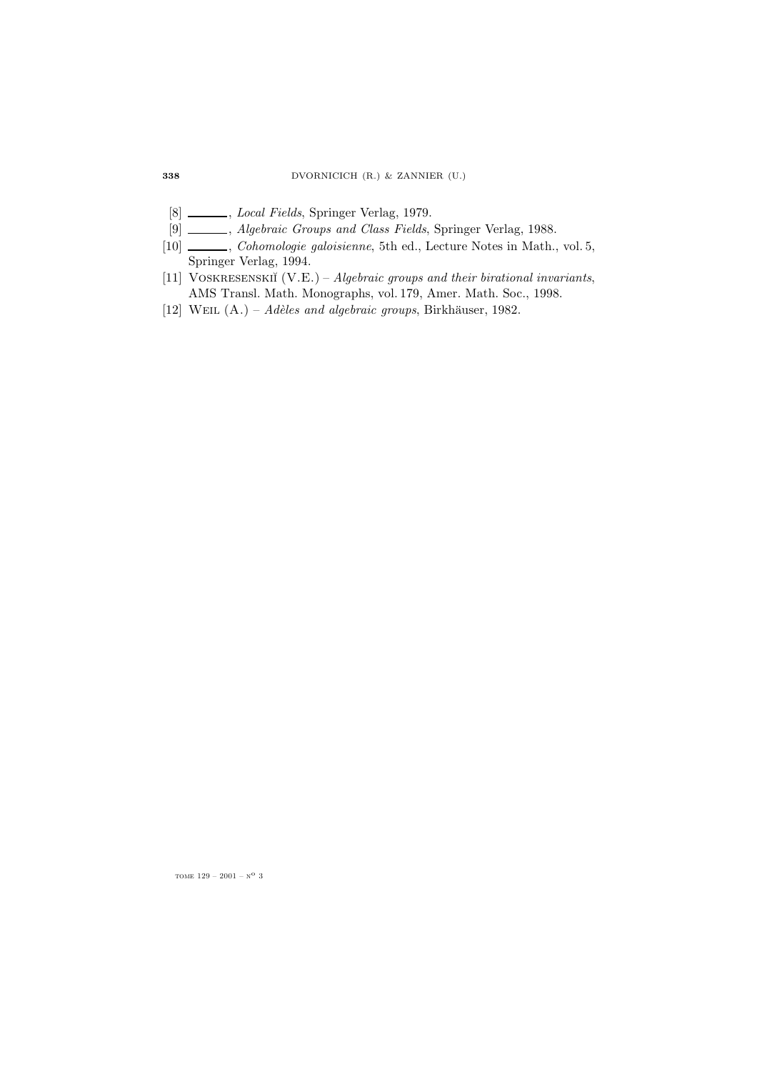- [8] ———, *Local Fields*, Springer Verlag, 1979.
- [9] ———, *Algebraic Groups and Class Fields*, Springer Verlag, 1988.
- [10] ———, *Cohomologie galoisienne*, 5th ed., Lecture Notes in Math., vol. 5, Springer Verlag, 1994.
- [11] Voskresenskiĭ (V.E.) – *Algebraic groups and their birational invariants*, AMS Transl. Math. Monographs, vol. 179, Amer. Math. Soc., 1998.
- [12] Weil (A.) – *Adèles and algebraic groups*, Birkhäuser, 1982.